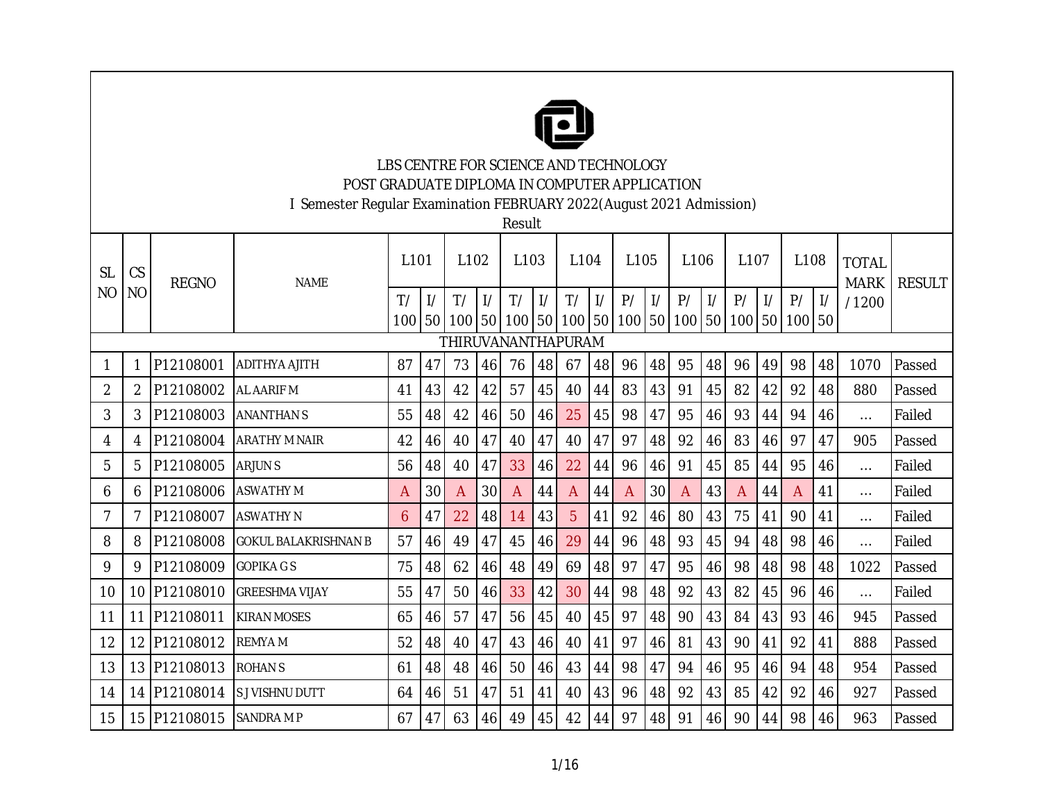LBS CENTRE FOR SCIENCE AND TECHNOLOGY

POST GRADUATE DIPLOMA IN COMPUTER APPLICATION

I Semester Regular Examination FEBRUARY 2022(August 2021 Admission)

Result

| SL NO | CS NO | REGNO | NAME | L101 | | L102 | | L103 | | L104 | | L105 | | L106 | | L107 | | L108 | | TOTAL MARK /1200 | RESULT |
|---|---|---|---|---|---|---|---|---|---|---|---|---|---|---|---|---|---|---|---|---|---|
| | | | | T/ 100 | I/ 50 | T/ 100 | I/ 50 | T/ 100 | I/ 50 | T/ 100 | I/ 50 | P/ 100 | I/ 50 | P/ 100 | I/ 50 | P/ 100 | I/ 50 | P/ 100 | I/ 50 | | |
| THIRUVANANTHAPURAM | | | | | | | | | | | | | | | | | | | | | |
| 1 | 1 | P12108001 | ADITHYA AJITH | 87 | 47 | 73 | 46 | 76 | 48 | 67 | 48 | 96 | 48 | 95 | 48 | 96 | 49 | 98 | 48 | 1070 | Passed |
| 2 | 2 | P12108002 | AL AARIF M | 41 | 43 | 42 | 42 | 57 | 45 | 40 | 44 | 83 | 43 | 91 | 45 | 82 | 42 | 92 | 48 | 880 | Passed |
| 3 | 3 | P12108003 | ANANTHAN S | 55 | 48 | 42 | 46 | 50 | 46 | 25 | 45 | 98 | 47 | 95 | 46 | 93 | 44 | 94 | 46 | ... | Failed |
| 4 | 4 | P12108004 | ARATHY M NAIR | 42 | 46 | 40 | 47 | 40 | 47 | 40 | 47 | 97 | 48 | 92 | 46 | 83 | 46 | 97 | 47 | 905 | Passed |
| 5 | 5 | P12108005 | ARJUN S | 56 | 48 | 40 | 47 | 33 | 46 | 22 | 44 | 96 | 46 | 91 | 45 | 85 | 44 | 95 | 46 | ... | Failed |
| 6 | 6 | P12108006 | ASWATHY M | A | 30 | A | 30 | A | 44 | A | 44 | A | 30 | A | 43 | A | 44 | A | 41 | ... | Failed |
| 7 | 7 | P12108007 | ASWATHY N | 6 | 47 | 22 | 48 | 14 | 43 | 5 | 41 | 92 | 46 | 80 | 43 | 75 | 41 | 90 | 41 | ... | Failed |
| 8 | 8 | P12108008 | GOKUL BALAKRISHNAN B | 57 | 46 | 49 | 47 | 45 | 46 | 29 | 44 | 96 | 48 | 93 | 45 | 94 | 48 | 98 | 46 | ... | Failed |
| 9 | 9 | P12108009 | GOPIKA G S | 75 | 48 | 62 | 46 | 48 | 49 | 69 | 48 | 97 | 47 | 95 | 46 | 98 | 48 | 98 | 48 | 1022 | Passed |
| 10 | 10 | P12108010 | GREESHMA VIJAY | 55 | 47 | 50 | 46 | 33 | 42 | 30 | 44 | 98 | 48 | 92 | 43 | 82 | 45 | 96 | 46 | ... | Failed |
| 11 | 11 | P12108011 | KIRAN MOSES | 65 | 46 | 57 | 47 | 56 | 45 | 40 | 45 | 97 | 48 | 90 | 43 | 84 | 43 | 93 | 46 | 945 | Passed |
| 12 | 12 | P12108012 | REMYA M | 52 | 48 | 40 | 47 | 43 | 46 | 40 | 41 | 97 | 46 | 81 | 43 | 90 | 41 | 92 | 41 | 888 | Passed |
| 13 | 13 | P12108013 | ROHAN S | 61 | 48 | 48 | 46 | 50 | 46 | 43 | 44 | 98 | 47 | 94 | 46 | 95 | 46 | 94 | 48 | 954 | Passed |
| 14 | 14 | P12108014 | S J VISHNU DUTT | 64 | 46 | 51 | 47 | 51 | 41 | 40 | 43 | 96 | 48 | 92 | 43 | 85 | 42 | 92 | 46 | 927 | Passed |
| 15 | 15 | P12108015 | SANDRA M P | 67 | 47 | 63 | 46 | 49 | 45 | 42 | 44 | 97 | 48 | 91 | 46 | 90 | 44 | 98 | 46 | 963 | Passed |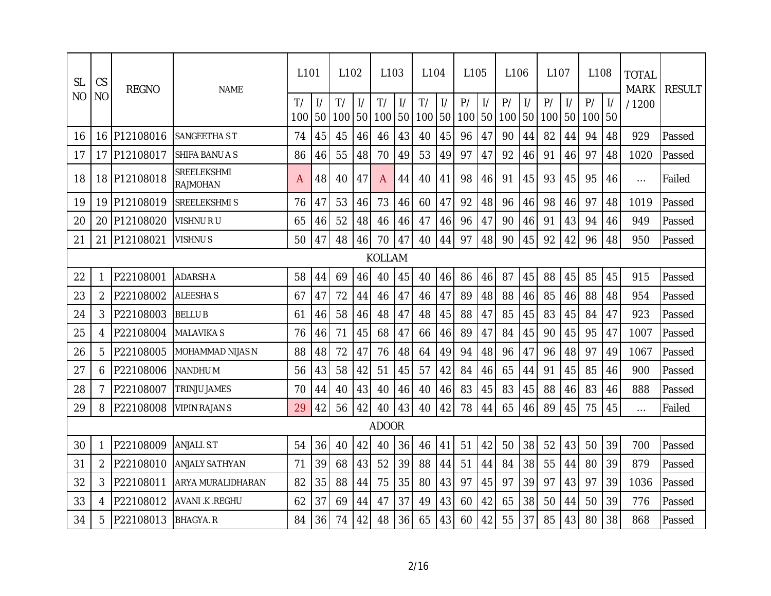| SL NO | CS NO | REGNO | NAME | L101 | | L102 | | L103 | | L104 | | L105 | | L106 | | L107 | | L108 | | TOTAL MARK / 1200 | RESULT |
|---|---|---|---|---|---|---|---|---|---|---|---|---|---|---|---|---|---|---|---|---|---|
| | | | | T/ 100 | I/ 50 | T/ 100 | I/ 50 | T/ 100 | I/ 50 | T/ 100 | I/ 50 | P/ 100 | I/ 50 | P/ 100 | I/ 50 | P/ 100 | I/ 50 | P/ 100 | I/ 50 | | |
| 16 | 16 | P12108016 | SANGEETHA S T | 74 | 45 | 45 | 46 | 46 | 43 | 40 | 45 | 96 | 47 | 90 | 44 | 82 | 44 | 94 | 48 | 929 | Passed |
| 17 | 17 | P12108017 | SHIFA BANU A S | 86 | 46 | 55 | 48 | 70 | 49 | 53 | 49 | 97 | 47 | 92 | 46 | 91 | 46 | 97 | 48 | 1020 | Passed |
| 18 | 18 | P12108018 | SREELEKSHMI RAJMOHAN | A | 48 | 40 | 47 | A | 44 | 40 | 41 | 98 | 46 | 91 | 45 | 93 | 45 | 95 | 46 | ... | Failed |
| 19 | 19 | P12108019 | SREELEKSHMI S | 76 | 47 | 53 | 46 | 73 | 46 | 60 | 47 | 92 | 48 | 96 | 46 | 98 | 46 | 97 | 48 | 1019 | Passed |
| 20 | 20 | P12108020 | VISHNU R U | 65 | 46 | 52 | 48 | 46 | 46 | 47 | 46 | 96 | 47 | 90 | 46 | 91 | 43 | 94 | 46 | 949 | Passed |
| 21 | 21 | P12108021 | VISHNU S | 50 | 47 | 48 | 46 | 70 | 47 | 40 | 44 | 97 | 48 | 90 | 45 | 92 | 42 | 96 | 48 | 950 | Passed |
| KOLLAM | | | | | | | | | | | | | | | | | | | | | |
| 22 | 1 | P22108001 | ADARSH A | 58 | 44 | 69 | 46 | 40 | 45 | 40 | 46 | 86 | 46 | 87 | 45 | 88 | 45 | 85 | 45 | 915 | Passed |
| 23 | 2 | P22108002 | ALEESHA S | 67 | 47 | 72 | 44 | 46 | 47 | 46 | 47 | 89 | 48 | 88 | 46 | 85 | 46 | 88 | 48 | 954 | Passed |
| 24 | 3 | P22108003 | BELLU B | 61 | 46 | 58 | 46 | 48 | 47 | 48 | 45 | 88 | 47 | 85 | 45 | 83 | 45 | 84 | 47 | 923 | Passed |
| 25 | 4 | P22108004 | MALAVIKA S | 76 | 46 | 71 | 45 | 68 | 47 | 66 | 46 | 89 | 47 | 84 | 45 | 90 | 45 | 95 | 47 | 1007 | Passed |
| 26 | 5 | P22108005 | MOHAMMAD NIJAS N | 88 | 48 | 72 | 47 | 76 | 48 | 64 | 49 | 94 | 48 | 96 | 47 | 96 | 48 | 97 | 49 | 1067 | Passed |
| 27 | 6 | P22108006 | NANDHU M | 56 | 43 | 58 | 42 | 51 | 45 | 57 | 42 | 84 | 46 | 65 | 44 | 91 | 45 | 85 | 46 | 900 | Passed |
| 28 | 7 | P22108007 | TRINJU JAMES | 70 | 44 | 40 | 43 | 40 | 46 | 40 | 46 | 83 | 45 | 83 | 45 | 88 | 46 | 83 | 46 | 888 | Passed |
| 29 | 8 | P22108008 | VIPIN RAJAN S | 29 | 42 | 56 | 42 | 40 | 43 | 40 | 42 | 78 | 44 | 65 | 46 | 89 | 45 | 75 | 45 | ... | Failed |
| ADOOR | | | | | | | | | | | | | | | | | | | | | |
| 30 | 1 | P22108009 | ANJALI. S.T | 54 | 36 | 40 | 42 | 40 | 36 | 46 | 41 | 51 | 42 | 50 | 38 | 52 | 43 | 50 | 39 | 700 | Passed |
| 31 | 2 | P22108010 | ANJALY SATHYAN | 71 | 39 | 68 | 43 | 52 | 39 | 88 | 44 | 51 | 44 | 84 | 38 | 55 | 44 | 80 | 39 | 879 | Passed |
| 32 | 3 | P22108011 | ARYA MURALIDHARAN | 82 | 35 | 88 | 44 | 75 | 35 | 80 | 43 | 97 | 45 | 97 | 39 | 97 | 43 | 97 | 39 | 1036 | Passed |
| 33 | 4 | P22108012 | AVANI .K .REGHU | 62 | 37 | 69 | 44 | 47 | 37 | 49 | 43 | 60 | 42 | 65 | 38 | 50 | 44 | 50 | 39 | 776 | Passed |
| 34 | 5 | P22108013 | BHAGYA. R | 84 | 36 | 74 | 42 | 48 | 36 | 65 | 43 | 60 | 42 | 55 | 37 | 85 | 43 | 80 | 38 | 868 | Passed |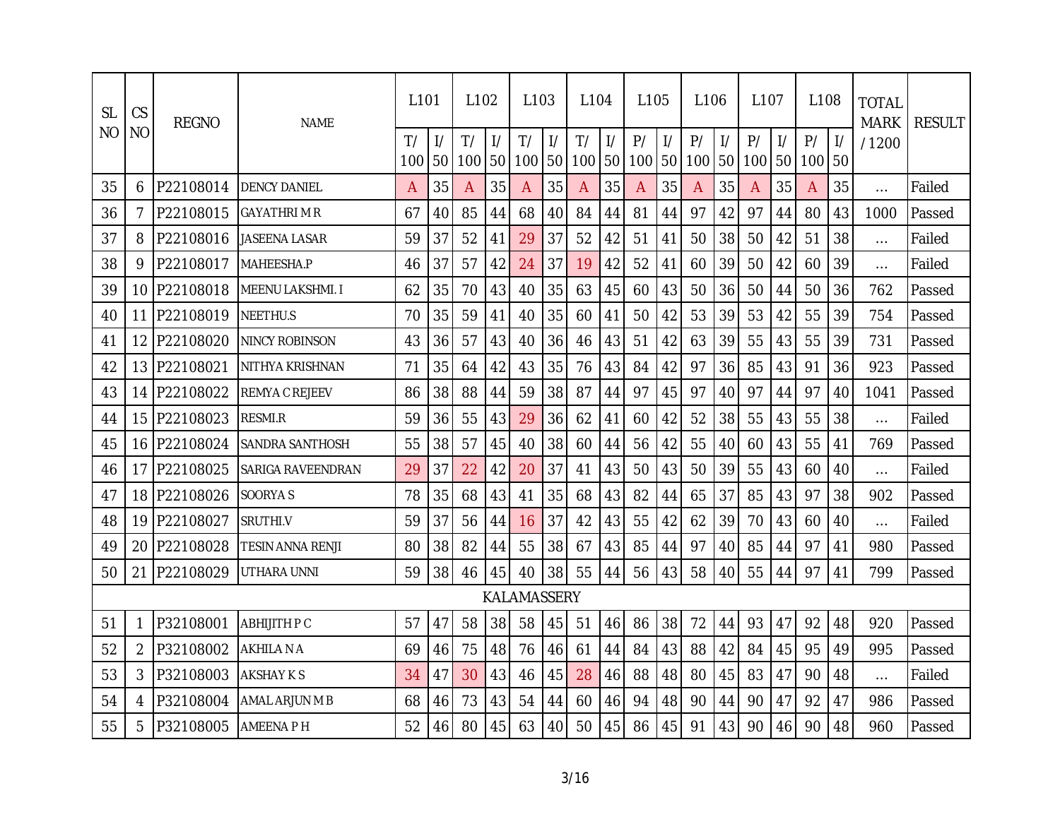| SL NO | CS NO | REGNO | NAME | L101 | | L102 | | L103 | | L104 | | L105 | | L106 | | L107 | | L108 | | TOTAL MARK / 1200 | RESULT |
|---|---|---|---|---|---|---|---|---|---|---|---|---|---|---|---|---|---|---|---|---|---|
| | | | | T/ 100 | I/ 50 | T/ 100 | I/ 50 | T/ 100 | I/ 50 | T/ 100 | I/ 50 | P/ 100 | I/ 50 | P/ 100 | I/ 50 | P/ 100 | I/ 50 | P/ 100 | I/ 50 | | |
| 35 | 6 | P22108014 | DENCY DANIEL | A | 35 | A | 35 | A | 35 | A | 35 | A | 35 | A | 35 | A | 35 | A | 35 | ... | Failed |
| 36 | 7 | P22108015 | GAYATHRI M R | 67 | 40 | 85 | 44 | 68 | 40 | 84 | 44 | 81 | 44 | 97 | 42 | 97 | 44 | 80 | 43 | 1000 | Passed |
| 37 | 8 | P22108016 | JASEENA LASAR | 59 | 37 | 52 | 41 | 29 | 37 | 52 | 42 | 51 | 41 | 50 | 38 | 50 | 42 | 51 | 38 | ... | Failed |
| 38 | 9 | P22108017 | MAHEESHA.P | 46 | 37 | 57 | 42 | 24 | 37 | 19 | 42 | 52 | 41 | 60 | 39 | 50 | 42 | 60 | 39 | ... | Failed |
| 39 | 10 | P22108018 | MEENU LAKSHMI. I | 62 | 35 | 70 | 43 | 40 | 35 | 63 | 45 | 60 | 43 | 50 | 36 | 50 | 44 | 50 | 36 | 762 | Passed |
| 40 | 11 | P22108019 | NEETHU.S | 70 | 35 | 59 | 41 | 40 | 35 | 60 | 41 | 50 | 42 | 53 | 39 | 53 | 42 | 55 | 39 | 754 | Passed |
| 41 | 12 | P22108020 | NINCY ROBINSON | 43 | 36 | 57 | 43 | 40 | 36 | 46 | 43 | 51 | 42 | 63 | 39 | 55 | 43 | 55 | 39 | 731 | Passed |
| 42 | 13 | P22108021 | NITHYA KRISHNAN | 71 | 35 | 64 | 42 | 43 | 35 | 76 | 43 | 84 | 42 | 97 | 36 | 85 | 43 | 91 | 36 | 923 | Passed |
| 43 | 14 | P22108022 | REMYA C REJEEV | 86 | 38 | 88 | 44 | 59 | 38 | 87 | 44 | 97 | 45 | 97 | 40 | 97 | 44 | 97 | 40 | 1041 | Passed |
| 44 | 15 | P22108023 | RESMI.R | 59 | 36 | 55 | 43 | 29 | 36 | 62 | 41 | 60 | 42 | 52 | 38 | 55 | 43 | 55 | 38 | ... | Failed |
| 45 | 16 | P22108024 | SANDRA SANTHOSH | 55 | 38 | 57 | 45 | 40 | 38 | 60 | 44 | 56 | 42 | 55 | 40 | 60 | 43 | 55 | 41 | 769 | Passed |
| 46 | 17 | P22108025 | SARIGA RAVEENDRAN | 29 | 37 | 22 | 42 | 20 | 37 | 41 | 43 | 50 | 43 | 50 | 39 | 55 | 43 | 60 | 40 | ... | Failed |
| 47 | 18 | P22108026 | SOORYA S | 78 | 35 | 68 | 43 | 41 | 35 | 68 | 43 | 82 | 44 | 65 | 37 | 85 | 43 | 97 | 38 | 902 | Passed |
| 48 | 19 | P22108027 | SRUTHI.V | 59 | 37 | 56 | 44 | 16 | 37 | 42 | 43 | 55 | 42 | 62 | 39 | 70 | 43 | 60 | 40 | ... | Failed |
| 49 | 20 | P22108028 | TESIN ANNA RENJI | 80 | 38 | 82 | 44 | 55 | 38 | 67 | 43 | 85 | 44 | 97 | 40 | 85 | 44 | 97 | 41 | 980 | Passed |
| 50 | 21 | P22108029 | UTHARA UNNI | 59 | 38 | 46 | 45 | 40 | 38 | 55 | 44 | 56 | 43 | 58 | 40 | 55 | 44 | 97 | 41 | 799 | Passed |
| KALAMASSERY | | | | | | | | | | | | | | | | | | | | | |
| 51 | 1 | P32108001 | ABHIJITH P C | 57 | 47 | 58 | 38 | 58 | 45 | 51 | 46 | 86 | 38 | 72 | 44 | 93 | 47 | 92 | 48 | 920 | Passed |
| 52 | 2 | P32108002 | AKHILA N A | 69 | 46 | 75 | 48 | 76 | 46 | 61 | 44 | 84 | 43 | 88 | 42 | 84 | 45 | 95 | 49 | 995 | Passed |
| 53 | 3 | P32108003 | AKSHAY K S | 34 | 47 | 30 | 43 | 46 | 45 | 28 | 46 | 88 | 48 | 80 | 45 | 83 | 47 | 90 | 48 | ... | Failed |
| 54 | 4 | P32108004 | AMAL ARJUN M B | 68 | 46 | 73 | 43 | 54 | 44 | 60 | 46 | 94 | 48 | 90 | 44 | 90 | 47 | 92 | 47 | 986 | Passed |
| 55 | 5 | P32108005 | AMEENA P H | 52 | 46 | 80 | 45 | 63 | 40 | 50 | 45 | 86 | 45 | 91 | 43 | 90 | 46 | 90 | 48 | 960 | Passed |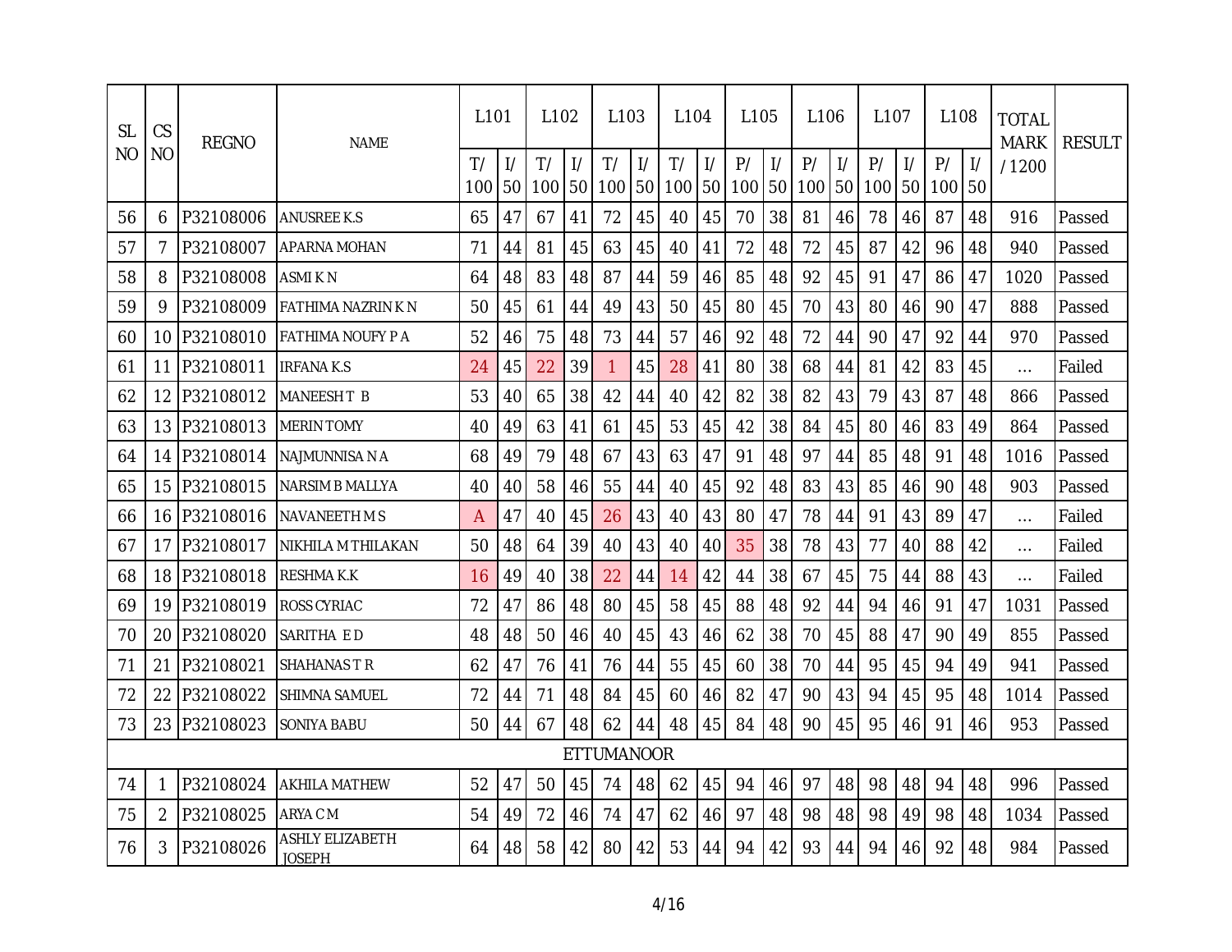| SL NO | CS NO | REGNO | NAME | L101 | | L102 | | L103 | | L104 | | L105 | | L106 | | L107 | | L108 | | TOTAL MARK / 1200 | RESULT |
|---|---|---|---|---|---|---|---|---|---|---|---|---|---|---|---|---|---|---|---|---|---|
| | | | | T/ 100 | I/ 50 | T/ 100 | I/ 50 | T/ 100 | I/ 50 | T/ 100 | I/ 50 | P/ 100 | I/ 50 | P/ 100 | I/ 50 | P/ 100 | I/ 50 | P/ 100 | I/ 50 | | |
| 56 | 6 | P32108006 | ANUSREE K.S | 65 | 47 | 67 | 41 | 72 | 45 | 40 | 45 | 70 | 38 | 81 | 46 | 78 | 46 | 87 | 48 | 916 | Passed |
| 57 | 7 | P32108007 | APARNA MOHAN | 71 | 44 | 81 | 45 | 63 | 45 | 40 | 41 | 72 | 48 | 72 | 45 | 87 | 42 | 96 | 48 | 940 | Passed |
| 58 | 8 | P32108008 | ASMI K N | 64 | 48 | 83 | 48 | 87 | 44 | 59 | 46 | 85 | 48 | 92 | 45 | 91 | 47 | 86 | 47 | 1020 | Passed |
| 59 | 9 | P32108009 | FATHIMA NAZRIN K N | 50 | 45 | 61 | 44 | 49 | 43 | 50 | 45 | 80 | 45 | 70 | 43 | 80 | 46 | 90 | 47 | 888 | Passed |
| 60 | 10 | P32108010 | FATHIMA NOUFY P A | 52 | 46 | 75 | 48 | 73 | 44 | 57 | 46 | 92 | 48 | 72 | 44 | 90 | 47 | 92 | 44 | 970 | Passed |
| 61 | 11 | P32108011 | IRFANA K.S | 24 | 45 | 22 | 39 | 1 | 45 | 28 | 41 | 80 | 38 | 68 | 44 | 81 | 42 | 83 | 45 | ... | Failed |
| 62 | 12 | P32108012 | MANEESH T B | 53 | 40 | 65 | 38 | 42 | 44 | 40 | 42 | 82 | 38 | 82 | 43 | 79 | 43 | 87 | 48 | 866 | Passed |
| 63 | 13 | P32108013 | MERIN TOMY | 40 | 49 | 63 | 41 | 61 | 45 | 53 | 45 | 42 | 38 | 84 | 45 | 80 | 46 | 83 | 49 | 864 | Passed |
| 64 | 14 | P32108014 | NAJMUNNISA N A | 68 | 49 | 79 | 48 | 67 | 43 | 63 | 47 | 91 | 48 | 97 | 44 | 85 | 48 | 91 | 48 | 1016 | Passed |
| 65 | 15 | P32108015 | NARSIM B MALLYA | 40 | 40 | 58 | 46 | 55 | 44 | 40 | 45 | 92 | 48 | 83 | 43 | 85 | 46 | 90 | 48 | 903 | Passed |
| 66 | 16 | P32108016 | NAVANEETH M S | A | 47 | 40 | 45 | 26 | 43 | 40 | 43 | 80 | 47 | 78 | 44 | 91 | 43 | 89 | 47 | ... | Failed |
| 67 | 17 | P32108017 | NIKHILA M THILAKAN | 50 | 48 | 64 | 39 | 40 | 43 | 40 | 40 | 35 | 38 | 78 | 43 | 77 | 40 | 88 | 42 | ... | Failed |
| 68 | 18 | P32108018 | RESHMA K.K | 16 | 49 | 40 | 38 | 22 | 44 | 14 | 42 | 44 | 38 | 67 | 45 | 75 | 44 | 88 | 43 | ... | Failed |
| 69 | 19 | P32108019 | ROSS CYRIAC | 72 | 47 | 86 | 48 | 80 | 45 | 58 | 45 | 88 | 48 | 92 | 44 | 94 | 46 | 91 | 47 | 1031 | Passed |
| 70 | 20 | P32108020 | SARITHA E D | 48 | 48 | 50 | 46 | 40 | 45 | 43 | 46 | 62 | 38 | 70 | 45 | 88 | 47 | 90 | 49 | 855 | Passed |
| 71 | 21 | P32108021 | SHAHANAS T R | 62 | 47 | 76 | 41 | 76 | 44 | 55 | 45 | 60 | 38 | 70 | 44 | 95 | 45 | 94 | 49 | 941 | Passed |
| 72 | 22 | P32108022 | SHIMNA SAMUEL | 72 | 44 | 71 | 48 | 84 | 45 | 60 | 46 | 82 | 47 | 90 | 43 | 94 | 45 | 95 | 48 | 1014 | Passed |
| 73 | 23 | P32108023 | SONIYA BABU | 50 | 44 | 67 | 48 | 62 | 44 | 48 | 45 | 84 | 48 | 90 | 45 | 95 | 46 | 91 | 46 | 953 | Passed |
| ETTUMANOOR | | | | | | | | | | | | | | | | | | | | | |
| 74 | 1 | P32108024 | AKHILA MATHEW | 52 | 47 | 50 | 45 | 74 | 48 | 62 | 45 | 94 | 46 | 97 | 48 | 98 | 48 | 94 | 48 | 996 | Passed |
| 75 | 2 | P32108025 | ARYA C M | 54 | 49 | 72 | 46 | 74 | 47 | 62 | 46 | 97 | 48 | 98 | 48 | 98 | 49 | 98 | 48 | 1034 | Passed |
| 76 | 3 | P32108026 | ASHLY ELIZABETH JOSEPH | 64 | 48 | 58 | 42 | 80 | 42 | 53 | 44 | 94 | 42 | 93 | 44 | 94 | 46 | 92 | 48 | 984 | Passed |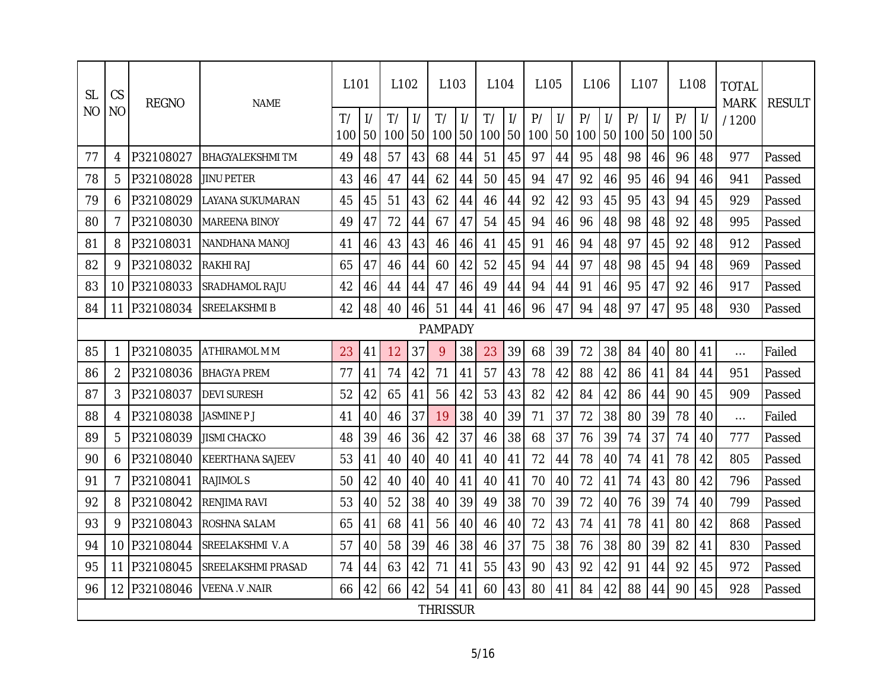| SL NO | CS NO | REGNO | NAME | L101 | | L102 | | L103 | | L104 | | L105 | | L106 | | L107 | | L108 | | TOTAL MARK / 1200 | RESULT |
|---|---|---|---|---|---|---|---|---|---|---|---|---|---|---|---|---|---|---|---|---|---|
| | | | | T/ 100 | I/ 50 | T/ 100 | I/ 50 | T/ 100 | I/ 50 | T/ 100 | I/ 50 | P/ 100 | I/ 50 | P/ 100 | I/ 50 | P/ 100 | I/ 50 | P/ 100 | I/ 50 | | |
| 77 | 4 | P32108027 | BHAGYALEKSHMI T M | 49 | 48 | 57 | 43 | 68 | 44 | 51 | 45 | 97 | 44 | 95 | 48 | 98 | 46 | 96 | 48 | 977 | Passed |
| 78 | 5 | P32108028 | JINU PETER | 43 | 46 | 47 | 44 | 62 | 44 | 50 | 45 | 94 | 47 | 92 | 46 | 95 | 46 | 94 | 46 | 941 | Passed |
| 79 | 6 | P32108029 | LAYANA SUKUMARAN | 45 | 45 | 51 | 43 | 62 | 44 | 46 | 44 | 92 | 42 | 93 | 45 | 95 | 43 | 94 | 45 | 929 | Passed |
| 80 | 7 | P32108030 | MAREENA BINOY | 49 | 47 | 72 | 44 | 67 | 47 | 54 | 45 | 94 | 46 | 96 | 48 | 98 | 48 | 92 | 48 | 995 | Passed |
| 81 | 8 | P32108031 | NANDHANA MANOJ | 41 | 46 | 43 | 43 | 46 | 46 | 41 | 45 | 91 | 46 | 94 | 48 | 97 | 45 | 92 | 48 | 912 | Passed |
| 82 | 9 | P32108032 | RAKHI RAJ | 65 | 47 | 46 | 44 | 60 | 42 | 52 | 45 | 94 | 44 | 97 | 48 | 98 | 45 | 94 | 48 | 969 | Passed |
| 83 | 10 | P32108033 | SRADHAMOL RAJU | 42 | 46 | 44 | 44 | 47 | 46 | 49 | 44 | 94 | 44 | 91 | 46 | 95 | 47 | 92 | 46 | 917 | Passed |
| 84 | 11 | P32108034 | SREELAKSHMI B | 42 | 48 | 40 | 46 | 51 | 44 | 41 | 46 | 96 | 47 | 94 | 48 | 97 | 47 | 95 | 48 | 930 | Passed |
| PAMPADY | | | | | | | | | | | | | | | | | | | | | |
| 85 | 1 | P32108035 | ATHIRAMOL M M | 23 | 41 | 12 | 37 | 9 | 38 | 23 | 39 | 68 | 39 | 72 | 38 | 84 | 40 | 80 | 41 | ... | Failed |
| 86 | 2 | P32108036 | BHAGYA PREM | 77 | 41 | 74 | 42 | 71 | 41 | 57 | 43 | 78 | 42 | 88 | 42 | 86 | 41 | 84 | 44 | 951 | Passed |
| 87 | 3 | P32108037 | DEVI SURESH | 52 | 42 | 65 | 41 | 56 | 42 | 53 | 43 | 82 | 42 | 84 | 42 | 86 | 44 | 90 | 45 | 909 | Passed |
| 88 | 4 | P32108038 | JASMINE P J | 41 | 40 | 46 | 37 | 19 | 38 | 40 | 39 | 71 | 37 | 72 | 38 | 80 | 39 | 78 | 40 | ... | Failed |
| 89 | 5 | P32108039 | JISMI CHACKO | 48 | 39 | 46 | 36 | 42 | 37 | 46 | 38 | 68 | 37 | 76 | 39 | 74 | 37 | 74 | 40 | 777 | Passed |
| 90 | 6 | P32108040 | KEERTHANA SAJEEV | 53 | 41 | 40 | 40 | 40 | 41 | 40 | 41 | 72 | 44 | 78 | 40 | 74 | 41 | 78 | 42 | 805 | Passed |
| 91 | 7 | P32108041 | RAJIMOL S | 50 | 42 | 40 | 40 | 40 | 41 | 40 | 41 | 70 | 40 | 72 | 41 | 74 | 43 | 80 | 42 | 796 | Passed |
| 92 | 8 | P32108042 | RENJIMA RAVI | 53 | 40 | 52 | 38 | 40 | 39 | 49 | 38 | 70 | 39 | 72 | 40 | 76 | 39 | 74 | 40 | 799 | Passed |
| 93 | 9 | P32108043 | ROSHNA SALAM | 65 | 41 | 68 | 41 | 56 | 40 | 46 | 40 | 72 | 43 | 74 | 41 | 78 | 41 | 80 | 42 | 868 | Passed |
| 94 | 10 | P32108044 | SREELAKSHMI V. A | 57 | 40 | 58 | 39 | 46 | 38 | 46 | 37 | 75 | 38 | 76 | 38 | 80 | 39 | 82 | 41 | 830 | Passed |
| 95 | 11 | P32108045 | SREELAKSHMI PRASAD | 74 | 44 | 63 | 42 | 71 | 41 | 55 | 43 | 90 | 43 | 92 | 42 | 91 | 44 | 92 | 45 | 972 | Passed |
| 96 | 12 | P32108046 | VEENA .V .NAIR | 66 | 42 | 66 | 42 | 54 | 41 | 60 | 43 | 80 | 41 | 84 | 42 | 88 | 44 | 90 | 45 | 928 | Passed |
| THRISSUR | | | | | | | | | | | | | | | | | | | | | |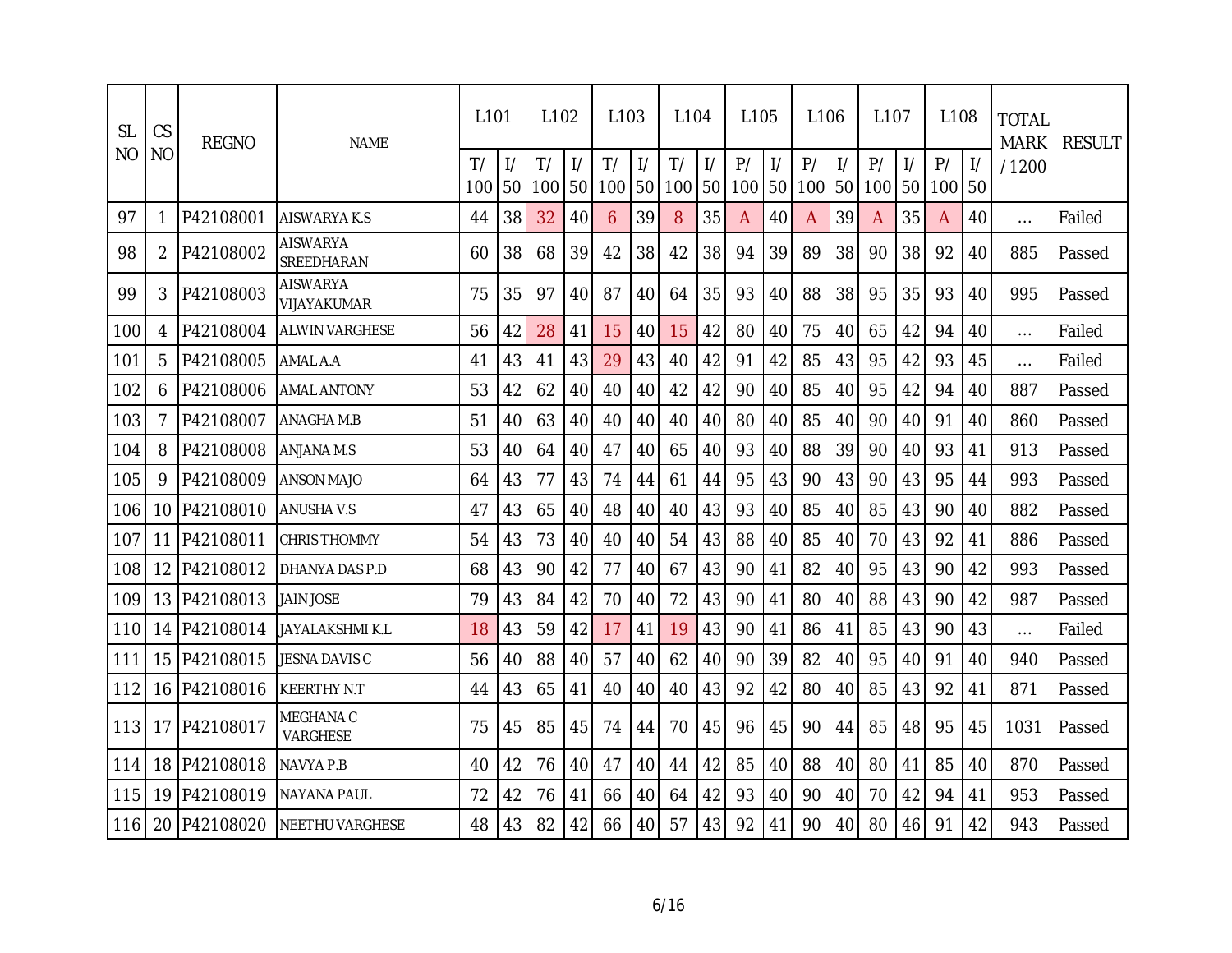| SL NO | CS NO | REGNO | NAME | L101 | | L102 | | L103 | | L104 | | L105 | | L106 | | L107 | | L108 | | TOTAL MARK / 1200 | RESULT |
|---|---|---|---|---|---|---|---|---|---|---|---|---|---|---|---|---|---|---|---|---|---|
| | | | | T/ 100 | I/ 50 | T/ 100 | I/ 50 | T/ 100 | I/ 50 | T/ 100 | I/ 50 | P/ 100 | I/ 50 | P/ 100 | I/ 50 | P/ 100 | I/ 50 | P/ 100 | I/ 50 | | |
| 97 | 1 | P42108001 | AISWARYA K.S | 44 | 38 | 32 | 40 | 6 | 39 | 8 | 35 | A | 40 | A | 39 | A | 35 | A | 40 | ... | Failed |
| 98 | 2 | P42108002 | AISWARYA SREEDHARAN | 60 | 38 | 68 | 39 | 42 | 38 | 42 | 38 | 94 | 39 | 89 | 38 | 90 | 38 | 92 | 40 | 885 | Passed |
| 99 | 3 | P42108003 | AISWARYA VIJAYAKUMAR | 75 | 35 | 97 | 40 | 87 | 40 | 64 | 35 | 93 | 40 | 88 | 38 | 95 | 35 | 93 | 40 | 995 | Passed |
| 100 | 4 | P42108004 | ALWIN VARGHESE | 56 | 42 | 28 | 41 | 15 | 40 | 15 | 42 | 80 | 40 | 75 | 40 | 65 | 42 | 94 | 40 | ... | Failed |
| 101 | 5 | P42108005 | AMAL A.A | 41 | 43 | 41 | 43 | 29 | 43 | 40 | 42 | 91 | 42 | 85 | 43 | 95 | 42 | 93 | 45 | ... | Failed |
| 102 | 6 | P42108006 | AMAL ANTONY | 53 | 42 | 62 | 40 | 40 | 40 | 42 | 42 | 90 | 40 | 85 | 40 | 95 | 42 | 94 | 40 | 887 | Passed |
| 103 | 7 | P42108007 | ANAGHA M.B | 51 | 40 | 63 | 40 | 40 | 40 | 40 | 40 | 80 | 40 | 85 | 40 | 90 | 40 | 91 | 40 | 860 | Passed |
| 104 | 8 | P42108008 | ANJANA M.S | 53 | 40 | 64 | 40 | 47 | 40 | 65 | 40 | 93 | 40 | 88 | 39 | 90 | 40 | 93 | 41 | 913 | Passed |
| 105 | 9 | P42108009 | ANSON MAJO | 64 | 43 | 77 | 43 | 74 | 44 | 61 | 44 | 95 | 43 | 90 | 43 | 90 | 43 | 95 | 44 | 993 | Passed |
| 106 | 10 | P42108010 | ANUSHA V.S | 47 | 43 | 65 | 40 | 48 | 40 | 40 | 43 | 93 | 40 | 85 | 40 | 85 | 43 | 90 | 40 | 882 | Passed |
| 107 | 11 | P42108011 | CHRIS THOMMY | 54 | 43 | 73 | 40 | 40 | 40 | 54 | 43 | 88 | 40 | 85 | 40 | 70 | 43 | 92 | 41 | 886 | Passed |
| 108 | 12 | P42108012 | DHANYA DAS P.D | 68 | 43 | 90 | 42 | 77 | 40 | 67 | 43 | 90 | 41 | 82 | 40 | 95 | 43 | 90 | 42 | 993 | Passed |
| 109 | 13 | P42108013 | JAIN JOSE | 79 | 43 | 84 | 42 | 70 | 40 | 72 | 43 | 90 | 41 | 80 | 40 | 88 | 43 | 90 | 42 | 987 | Passed |
| 110 | 14 | P42108014 | JAYALAKSHMI K.L | 18 | 43 | 59 | 42 | 17 | 41 | 19 | 43 | 90 | 41 | 86 | 41 | 85 | 43 | 90 | 43 | ... | Failed |
| 111 | 15 | P42108015 | JESNA DAVIS C | 56 | 40 | 88 | 40 | 57 | 40 | 62 | 40 | 90 | 39 | 82 | 40 | 95 | 40 | 91 | 40 | 940 | Passed |
| 112 | 16 | P42108016 | KEERTHY N.T | 44 | 43 | 65 | 41 | 40 | 40 | 40 | 43 | 92 | 42 | 80 | 40 | 85 | 43 | 92 | 41 | 871 | Passed |
| 113 | 17 | P42108017 | MEGHANA C VARGHESE | 75 | 45 | 85 | 45 | 74 | 44 | 70 | 45 | 96 | 45 | 90 | 44 | 85 | 48 | 95 | 45 | 1031 | Passed |
| 114 | 18 | P42108018 | NAVYA P.B | 40 | 42 | 76 | 40 | 47 | 40 | 44 | 42 | 85 | 40 | 88 | 40 | 80 | 41 | 85 | 40 | 870 | Passed |
| 115 | 19 | P42108019 | NAYANA PAUL | 72 | 42 | 76 | 41 | 66 | 40 | 64 | 42 | 93 | 40 | 90 | 40 | 70 | 42 | 94 | 41 | 953 | Passed |
| 116 | 20 | P42108020 | NEETHU VARGHESE | 48 | 43 | 82 | 42 | 66 | 40 | 57 | 43 | 92 | 41 | 90 | 40 | 80 | 46 | 91 | 42 | 943 | Passed |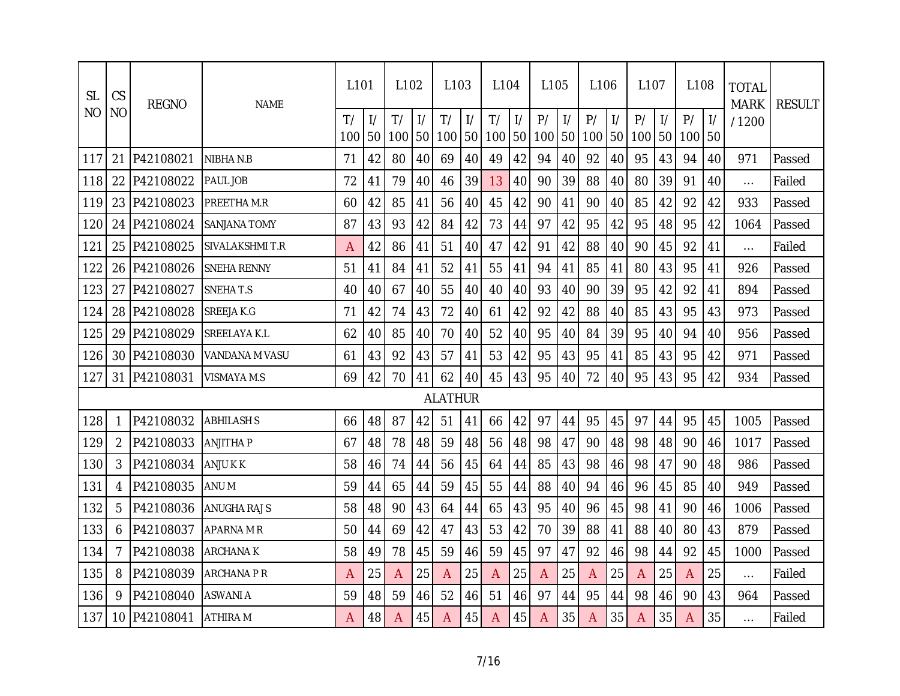| SL NO | CS NO | REGNO | NAME | L101 | | L102 | | L103 | | L104 | | L105 | | L106 | | L107 | | L108 | | TOTAL MARK / 1200 | RESULT |
|---|---|---|---|---|---|---|---|---|---|---|---|---|---|---|---|---|---|---|---|---|---|
| | | | | T/ 100 | I/ 50 | T/ 100 | I/ 50 | T/ 100 | I/ 50 | T/ 100 | I/ 50 | P/ 100 | I/ 50 | P/ 100 | I/ 50 | P/ 100 | I/ 50 | P/ 100 | I/ 50 | | |
| 117 | 21 | P42108021 | NIBHA N.B | 71 | 42 | 80 | 40 | 69 | 40 | 49 | 42 | 94 | 40 | 92 | 40 | 95 | 43 | 94 | 40 | 971 | Passed |
| 118 | 22 | P42108022 | PAUL JOB | 72 | 41 | 79 | 40 | 46 | 39 | 13 | 40 | 90 | 39 | 88 | 40 | 80 | 39 | 91 | 40 | ... | Failed |
| 119 | 23 | P42108023 | PREETHA M.R | 60 | 42 | 85 | 41 | 56 | 40 | 45 | 42 | 90 | 41 | 90 | 40 | 85 | 42 | 92 | 42 | 933 | Passed |
| 120 | 24 | P42108024 | SANJANA TOMY | 87 | 43 | 93 | 42 | 84 | 42 | 73 | 44 | 97 | 42 | 95 | 42 | 95 | 48 | 95 | 42 | 1064 | Passed |
| 121 | 25 | P42108025 | SIVALAKSHMI T.R | A | 42 | 86 | 41 | 51 | 40 | 47 | 42 | 91 | 42 | 88 | 40 | 90 | 45 | 92 | 41 | ... | Failed |
| 122 | 26 | P42108026 | SNEHA RENNY | 51 | 41 | 84 | 41 | 52 | 41 | 55 | 41 | 94 | 41 | 85 | 41 | 80 | 43 | 95 | 41 | 926 | Passed |
| 123 | 27 | P42108027 | SNEHA T.S | 40 | 40 | 67 | 40 | 55 | 40 | 40 | 40 | 93 | 40 | 90 | 39 | 95 | 42 | 92 | 41 | 894 | Passed |
| 124 | 28 | P42108028 | SREEJA K.G | 71 | 42 | 74 | 43 | 72 | 40 | 61 | 42 | 92 | 42 | 88 | 40 | 85 | 43 | 95 | 43 | 973 | Passed |
| 125 | 29 | P42108029 | SREELAYA K.L | 62 | 40 | 85 | 40 | 70 | 40 | 52 | 40 | 95 | 40 | 84 | 39 | 95 | 40 | 94 | 40 | 956 | Passed |
| 126 | 30 | P42108030 | VANDANA M VASU | 61 | 43 | 92 | 43 | 57 | 41 | 53 | 42 | 95 | 43 | 95 | 41 | 85 | 43 | 95 | 42 | 971 | Passed |
| 127 | 31 | P42108031 | VISMAYA M.S | 69 | 42 | 70 | 41 | 62 | 40 | 45 | 43 | 95 | 40 | 72 | 40 | 95 | 43 | 95 | 42 | 934 | Passed |
| ALATHUR | | | | | | | | | | | | | | | | | | | | | |
| 128 | 1 | P42108032 | ABHILASH S | 66 | 48 | 87 | 42 | 51 | 41 | 66 | 42 | 97 | 44 | 95 | 45 | 97 | 44 | 95 | 45 | 1005 | Passed |
| 129 | 2 | P42108033 | ANJITHA P | 67 | 48 | 78 | 48 | 59 | 48 | 56 | 48 | 98 | 47 | 90 | 48 | 98 | 48 | 90 | 46 | 1017 | Passed |
| 130 | 3 | P42108034 | ANJU K K | 58 | 46 | 74 | 44 | 56 | 45 | 64 | 44 | 85 | 43 | 98 | 46 | 98 | 47 | 90 | 48 | 986 | Passed |
| 131 | 4 | P42108035 | ANU M | 59 | 44 | 65 | 44 | 59 | 45 | 55 | 44 | 88 | 40 | 94 | 46 | 96 | 45 | 85 | 40 | 949 | Passed |
| 132 | 5 | P42108036 | ANUGHA RAJ S | 58 | 48 | 90 | 43 | 64 | 44 | 65 | 43 | 95 | 40 | 96 | 45 | 98 | 41 | 90 | 46 | 1006 | Passed |
| 133 | 6 | P42108037 | APARNA M R | 50 | 44 | 69 | 42 | 47 | 43 | 53 | 42 | 70 | 39 | 88 | 41 | 88 | 40 | 80 | 43 | 879 | Passed |
| 134 | 7 | P42108038 | ARCHANA K | 58 | 49 | 78 | 45 | 59 | 46 | 59 | 45 | 97 | 47 | 92 | 46 | 98 | 44 | 92 | 45 | 1000 | Passed |
| 135 | 8 | P42108039 | ARCHANA P R | A | 25 | A | 25 | A | 25 | A | 25 | A | 25 | A | 25 | A | 25 | A | 25 | ... | Failed |
| 136 | 9 | P42108040 | ASWANI A | 59 | 48 | 59 | 46 | 52 | 46 | 51 | 46 | 97 | 44 | 95 | 44 | 98 | 46 | 90 | 43 | 964 | Passed |
| 137 | 10 | P42108041 | ATHIRA M | A | 48 | A | 45 | A | 45 | A | 45 | A | 35 | A | 35 | A | 35 | A | 35 | ... | Failed |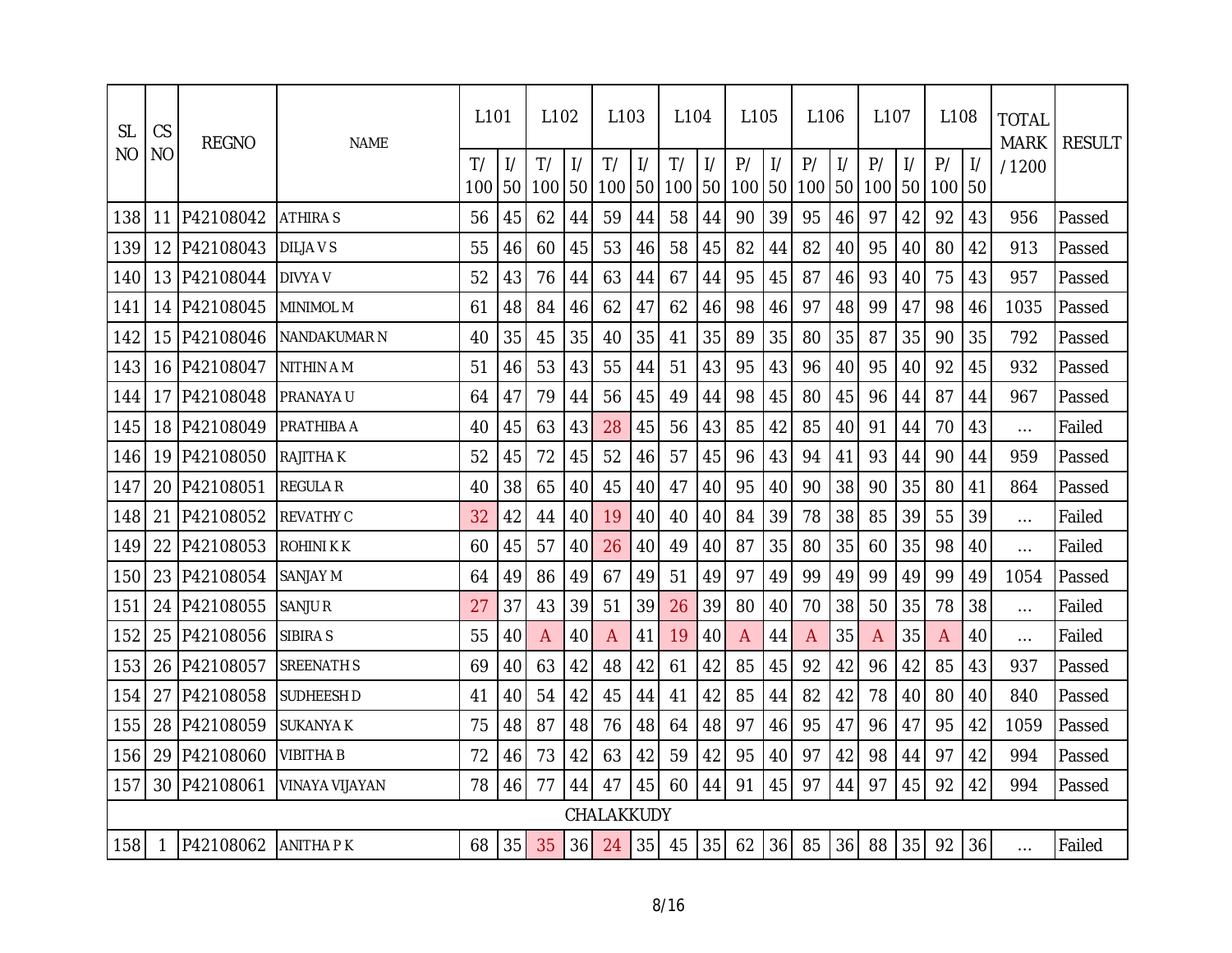| SL NO | CS NO | REGNO | NAME | L101 | | L102 | | L103 | | L104 | | L105 | | L106 | | L107 | | L108 | | TOTAL MARK / 1200 | RESULT |
|---|---|---|---|---|---|---|---|---|---|---|---|---|---|---|---|---|---|---|---|---|---|
| | | | | T/ 100 | I/ 50 | T/ 100 | I/ 50 | T/ 100 | I/ 50 | T/ 100 | I/ 50 | P/ 100 | I/ 50 | P/ 100 | I/ 50 | P/ 100 | I/ 50 | P/ 100 | I/ 50 | | |
| 138 | 11 | P42108042 | ATHIRA S | 56 | 45 | 62 | 44 | 59 | 44 | 58 | 44 | 90 | 39 | 95 | 46 | 97 | 42 | 92 | 43 | 956 | Passed |
| 139 | 12 | P42108043 | DILJA V S | 55 | 46 | 60 | 45 | 53 | 46 | 58 | 45 | 82 | 44 | 82 | 40 | 95 | 40 | 80 | 42 | 913 | Passed |
| 140 | 13 | P42108044 | DIVYA V | 52 | 43 | 76 | 44 | 63 | 44 | 67 | 44 | 95 | 45 | 87 | 46 | 93 | 40 | 75 | 43 | 957 | Passed |
| 141 | 14 | P42108045 | MINIMOL M | 61 | 48 | 84 | 46 | 62 | 47 | 62 | 46 | 98 | 46 | 97 | 48 | 99 | 47 | 98 | 46 | 1035 | Passed |
| 142 | 15 | P42108046 | NANDAKUMAR N | 40 | 35 | 45 | 35 | 40 | 35 | 41 | 35 | 89 | 35 | 80 | 35 | 87 | 35 | 90 | 35 | 792 | Passed |
| 143 | 16 | P42108047 | NITHIN A M | 51 | 46 | 53 | 43 | 55 | 44 | 51 | 43 | 95 | 43 | 96 | 40 | 95 | 40 | 92 | 45 | 932 | Passed |
| 144 | 17 | P42108048 | PRANAYA U | 64 | 47 | 79 | 44 | 56 | 45 | 49 | 44 | 98 | 45 | 80 | 45 | 96 | 44 | 87 | 44 | 967 | Passed |
| 145 | 18 | P42108049 | PRATHIBA A | 40 | 45 | 63 | 43 | 28 | 45 | 56 | 43 | 85 | 42 | 85 | 40 | 91 | 44 | 70 | 43 | ... | Failed |
| 146 | 19 | P42108050 | RAJITHA K | 52 | 45 | 72 | 45 | 52 | 46 | 57 | 45 | 96 | 43 | 94 | 41 | 93 | 44 | 90 | 44 | 959 | Passed |
| 147 | 20 | P42108051 | REGULA R | 40 | 38 | 65 | 40 | 45 | 40 | 47 | 40 | 95 | 40 | 90 | 38 | 90 | 35 | 80 | 41 | 864 | Passed |
| 148 | 21 | P42108052 | REVATHY C | 32 | 42 | 44 | 40 | 19 | 40 | 40 | 40 | 84 | 39 | 78 | 38 | 85 | 39 | 55 | 39 | ... | Failed |
| 149 | 22 | P42108053 | ROHINI K K | 60 | 45 | 57 | 40 | 26 | 40 | 49 | 40 | 87 | 35 | 80 | 35 | 60 | 35 | 98 | 40 | ... | Failed |
| 150 | 23 | P42108054 | SANJAY M | 64 | 49 | 86 | 49 | 67 | 49 | 51 | 49 | 97 | 49 | 99 | 49 | 99 | 49 | 99 | 49 | 1054 | Passed |
| 151 | 24 | P42108055 | SANJU R | 27 | 37 | 43 | 39 | 51 | 39 | 26 | 39 | 80 | 40 | 70 | 38 | 50 | 35 | 78 | 38 | ... | Failed |
| 152 | 25 | P42108056 | SIBIRA S | 55 | 40 | A | 40 | A | 41 | 19 | 40 | A | 44 | A | 35 | A | 35 | A | 40 | ... | Failed |
| 153 | 26 | P42108057 | SREENATH S | 69 | 40 | 63 | 42 | 48 | 42 | 61 | 42 | 85 | 45 | 92 | 42 | 96 | 42 | 85 | 43 | 937 | Passed |
| 154 | 27 | P42108058 | SUDHEESH D | 41 | 40 | 54 | 42 | 45 | 44 | 41 | 42 | 85 | 44 | 82 | 42 | 78 | 40 | 80 | 40 | 840 | Passed |
| 155 | 28 | P42108059 | SUKANYA K | 75 | 48 | 87 | 48 | 76 | 48 | 64 | 48 | 97 | 46 | 95 | 47 | 96 | 47 | 95 | 42 | 1059 | Passed |
| 156 | 29 | P42108060 | VIBITHA B | 72 | 46 | 73 | 42 | 63 | 42 | 59 | 42 | 95 | 40 | 97 | 42 | 98 | 44 | 97 | 42 | 994 | Passed |
| 157 | 30 | P42108061 | VINAYA VIJAYAN | 78 | 46 | 77 | 44 | 47 | 45 | 60 | 44 | 91 | 45 | 97 | 44 | 97 | 45 | 92 | 42 | 994 | Passed |
| CHALAKKUDY | | | | | | | | | | | | | | | | | | | | | |
| 158 | 1 | P42108062 | ANITHA P K | 68 | 35 | 35 | 36 | 24 | 35 | 45 | 35 | 62 | 36 | 85 | 36 | 88 | 35 | 92 | 36 | ... | Failed |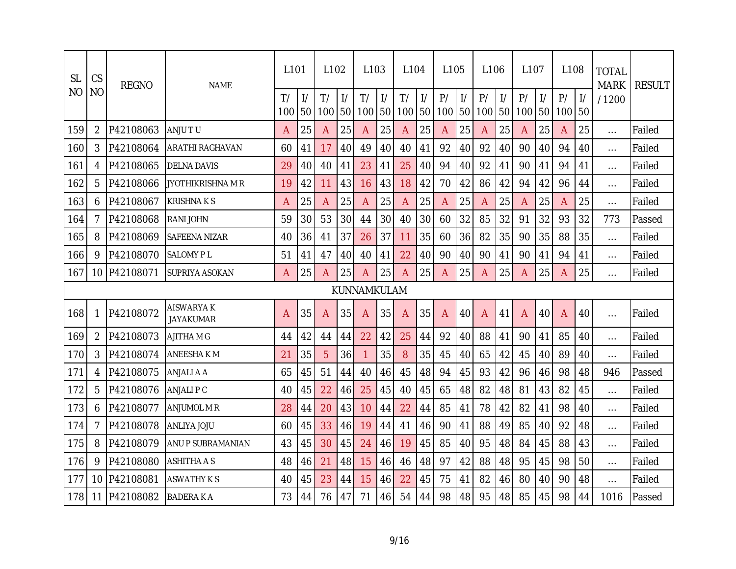| SL NO | CS NO | REGNO | NAME | L101 | | L102 | | L103 | | L104 | | L105 | | L106 | | L107 | | L108 | | TOTAL MARK / 1200 | RESULT |
|---|---|---|---|---|---|---|---|---|---|---|---|---|---|---|---|---|---|---|---|---|---|
| | | | | T/ 100 | I/ 50 | T/ 100 | I/ 50 | T/ 100 | I/ 50 | T/ 100 | I/ 50 | P/ 100 | I/ 50 | P/ 100 | I/ 50 | P/ 100 | I/ 50 | P/ 100 | I/ 50 | | |
| 159 | 2 | P42108063 | ANJU T U | A | 25 | A | 25 | A | 25 | A | 25 | A | 25 | A | 25 | A | 25 | A | 25 | ... | Failed |
| 160 | 3 | P42108064 | ARATHI RAGHAVAN | 60 | 41 | 17 | 40 | 49 | 40 | 40 | 41 | 92 | 40 | 92 | 40 | 90 | 40 | 94 | 40 | ... | Failed |
| 161 | 4 | P42108065 | DELNA DAVIS | 29 | 40 | 40 | 41 | 23 | 41 | 25 | 40 | 94 | 40 | 92 | 41 | 90 | 41 | 94 | 41 | ... | Failed |
| 162 | 5 | P42108066 | JYOTHIKRISHNA M R | 19 | 42 | 11 | 43 | 16 | 43 | 18 | 42 | 70 | 42 | 86 | 42 | 94 | 42 | 96 | 44 | ... | Failed |
| 163 | 6 | P42108067 | KRISHNA K S | A | 25 | A | 25 | A | 25 | A | 25 | A | 25 | A | 25 | A | 25 | A | 25 | ... | Failed |
| 164 | 7 | P42108068 | RANI JOHN | 59 | 30 | 53 | 30 | 44 | 30 | 40 | 30 | 60 | 32 | 85 | 32 | 91 | 32 | 93 | 32 | 773 | Passed |
| 165 | 8 | P42108069 | SAFEENA NIZAR | 40 | 36 | 41 | 37 | 26 | 37 | 11 | 35 | 60 | 36 | 82 | 35 | 90 | 35 | 88 | 35 | ... | Failed |
| 166 | 9 | P42108070 | SALOMY P L | 51 | 41 | 47 | 40 | 40 | 41 | 22 | 40 | 90 | 40 | 90 | 41 | 90 | 41 | 94 | 41 | ... | Failed |
| 167 | 10 | P42108071 | SUPRIYA ASOKAN | A | 25 | A | 25 | A | 25 | A | 25 | A | 25 | A | 25 | A | 25 | A | 25 | ... | Failed |
| KUNNAMKULAM | | | | | | | | | | | | | | | | | | | | | |
| 168 | 1 | P42108072 | AISWARYA K JAYAKUMAR | A | 35 | A | 35 | A | 35 | A | 35 | A | 40 | A | 41 | A | 40 | A | 40 | ... | Failed |
| 169 | 2 | P42108073 | AJITHA M G | 44 | 42 | 44 | 44 | 22 | 42 | 25 | 44 | 92 | 40 | 88 | 41 | 90 | 41 | 85 | 40 | ... | Failed |
| 170 | 3 | P42108074 | ANEESHA K M | 21 | 35 | 5 | 36 | 1 | 35 | 8 | 35 | 45 | 40 | 65 | 42 | 45 | 40 | 89 | 40 | ... | Failed |
| 171 | 4 | P42108075 | ANJALI A A | 65 | 45 | 51 | 44 | 40 | 46 | 45 | 48 | 94 | 45 | 93 | 42 | 96 | 46 | 98 | 48 | 946 | Passed |
| 172 | 5 | P42108076 | ANJALI P C | 40 | 45 | 22 | 46 | 25 | 45 | 40 | 45 | 65 | 48 | 82 | 48 | 81 | 43 | 82 | 45 | ... | Failed |
| 173 | 6 | P42108077 | ANJUMOL M R | 28 | 44 | 20 | 43 | 10 | 44 | 22 | 44 | 85 | 41 | 78 | 42 | 82 | 41 | 98 | 40 | ... | Failed |
| 174 | 7 | P42108078 | ANLIYA JOJU | 60 | 45 | 33 | 46 | 19 | 44 | 41 | 46 | 90 | 41 | 88 | 49 | 85 | 40 | 92 | 48 | ... | Failed |
| 175 | 8 | P42108079 | ANU P SUBRAMANIAN | 43 | 45 | 30 | 45 | 24 | 46 | 19 | 45 | 85 | 40 | 95 | 48 | 84 | 45 | 88 | 43 | ... | Failed |
| 176 | 9 | P42108080 | ASHITHA A S | 48 | 46 | 21 | 48 | 15 | 46 | 46 | 48 | 97 | 42 | 88 | 48 | 95 | 45 | 98 | 50 | ... | Failed |
| 177 | 10 | P42108081 | ASWATHY K S | 40 | 45 | 23 | 44 | 15 | 46 | 22 | 45 | 75 | 41 | 82 | 46 | 80 | 40 | 90 | 48 | ... | Failed |
| 178 | 11 | P42108082 | BADERA K A | 73 | 44 | 76 | 47 | 71 | 46 | 54 | 44 | 98 | 48 | 95 | 48 | 85 | 45 | 98 | 44 | 1016 | Passed |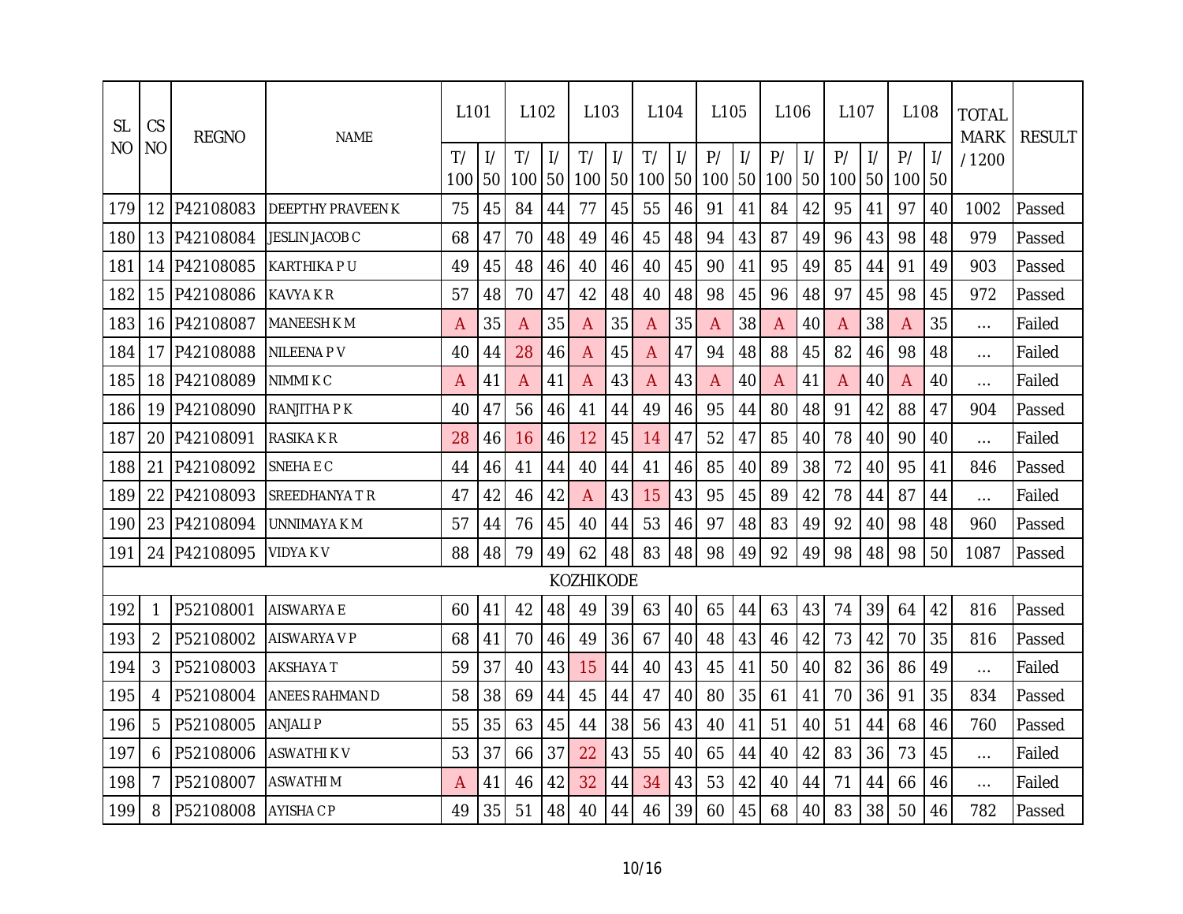| SL NO | CS NO | REGNO | NAME | L101 | | L102 | | L103 | | L104 | | L105 | | L106 | | L107 | | L108 | | TOTAL MARK / 1200 | RESULT |
|---|---|---|---|---|---|---|---|---|---|---|---|---|---|---|---|---|---|---|---|---|---|
| | | | | T/ 100 | I/ 50 | T/ 100 | I/ 50 | T/ 100 | I/ 50 | T/ 100 | I/ 50 | P/ 100 | I/ 50 | P/ 100 | I/ 50 | P/ 100 | I/ 50 | P/ 100 | I/ 50 | | |
| 179 | 12 | P42108083 | DEEPTHY PRAVEEN K | 75 | 45 | 84 | 44 | 77 | 45 | 55 | 46 | 91 | 41 | 84 | 42 | 95 | 41 | 97 | 40 | 1002 | Passed |
| 180 | 13 | P42108084 | JESLIN JACOB C | 68 | 47 | 70 | 48 | 49 | 46 | 45 | 48 | 94 | 43 | 87 | 49 | 96 | 43 | 98 | 48 | 979 | Passed |
| 181 | 14 | P42108085 | KARTHIKA P U | 49 | 45 | 48 | 46 | 40 | 46 | 40 | 45 | 90 | 41 | 95 | 49 | 85 | 44 | 91 | 49 | 903 | Passed |
| 182 | 15 | P42108086 | KAVYA K R | 57 | 48 | 70 | 47 | 42 | 48 | 40 | 48 | 98 | 45 | 96 | 48 | 97 | 45 | 98 | 45 | 972 | Passed |
| 183 | 16 | P42108087 | MANEESH K M | A | 35 | A | 35 | A | 35 | A | 35 | A | 38 | A | 40 | A | 38 | A | 35 | ... | Failed |
| 184 | 17 | P42108088 | NILEENA P V | 40 | 44 | 28 | 46 | A | 45 | A | 47 | 94 | 48 | 88 | 45 | 82 | 46 | 98 | 48 | ... | Failed |
| 185 | 18 | P42108089 | NIMMI K C | A | 41 | A | 41 | A | 43 | A | 43 | A | 40 | A | 41 | A | 40 | A | 40 | ... | Failed |
| 186 | 19 | P42108090 | RANJITHA P K | 40 | 47 | 56 | 46 | 41 | 44 | 49 | 46 | 95 | 44 | 80 | 48 | 91 | 42 | 88 | 47 | 904 | Passed |
| 187 | 20 | P42108091 | RASIKA K R | 28 | 46 | 16 | 46 | 12 | 45 | 14 | 47 | 52 | 47 | 85 | 40 | 78 | 40 | 90 | 40 | ... | Failed |
| 188 | 21 | P42108092 | SNEHA E C | 44 | 46 | 41 | 44 | 40 | 44 | 41 | 46 | 85 | 40 | 89 | 38 | 72 | 40 | 95 | 41 | 846 | Passed |
| 189 | 22 | P42108093 | SREEDHANYA T R | 47 | 42 | 46 | 42 | A | 43 | 15 | 43 | 95 | 45 | 89 | 42 | 78 | 44 | 87 | 44 | ... | Failed |
| 190 | 23 | P42108094 | UNNIMAYA K M | 57 | 44 | 76 | 45 | 40 | 44 | 53 | 46 | 97 | 48 | 83 | 49 | 92 | 40 | 98 | 48 | 960 | Passed |
| 191 | 24 | P42108095 | VIDYA K V | 88 | 48 | 79 | 49 | 62 | 48 | 83 | 48 | 98 | 49 | 92 | 49 | 98 | 48 | 98 | 50 | 1087 | Passed |
| KOZHIKODE | | | | | | | | | | | | | | | | | | | | | |
| 192 | 1 | P52108001 | AISWARYA E | 60 | 41 | 42 | 48 | 49 | 39 | 63 | 40 | 65 | 44 | 63 | 43 | 74 | 39 | 64 | 42 | 816 | Passed |
| 193 | 2 | P52108002 | AISWARYA V P | 68 | 41 | 70 | 46 | 49 | 36 | 67 | 40 | 48 | 43 | 46 | 42 | 73 | 42 | 70 | 35 | 816 | Passed |
| 194 | 3 | P52108003 | AKSHAYA T | 59 | 37 | 40 | 43 | 15 | 44 | 40 | 43 | 45 | 41 | 50 | 40 | 82 | 36 | 86 | 49 | ... | Failed |
| 195 | 4 | P52108004 | ANEES RAHMAN D | 58 | 38 | 69 | 44 | 45 | 44 | 47 | 40 | 80 | 35 | 61 | 41 | 70 | 36 | 91 | 35 | 834 | Passed |
| 196 | 5 | P52108005 | ANJALI P | 55 | 35 | 63 | 45 | 44 | 38 | 56 | 43 | 40 | 41 | 51 | 40 | 51 | 44 | 68 | 46 | 760 | Passed |
| 197 | 6 | P52108006 | ASWATHI K V | 53 | 37 | 66 | 37 | 22 | 43 | 55 | 40 | 65 | 44 | 40 | 42 | 83 | 36 | 73 | 45 | ... | Failed |
| 198 | 7 | P52108007 | ASWATHI M | A | 41 | 46 | 42 | 32 | 44 | 34 | 43 | 53 | 42 | 40 | 44 | 71 | 44 | 66 | 46 | ... | Failed |
| 199 | 8 | P52108008 | AYISHA C P | 49 | 35 | 51 | 48 | 40 | 44 | 46 | 39 | 60 | 45 | 68 | 40 | 83 | 38 | 50 | 46 | 782 | Passed |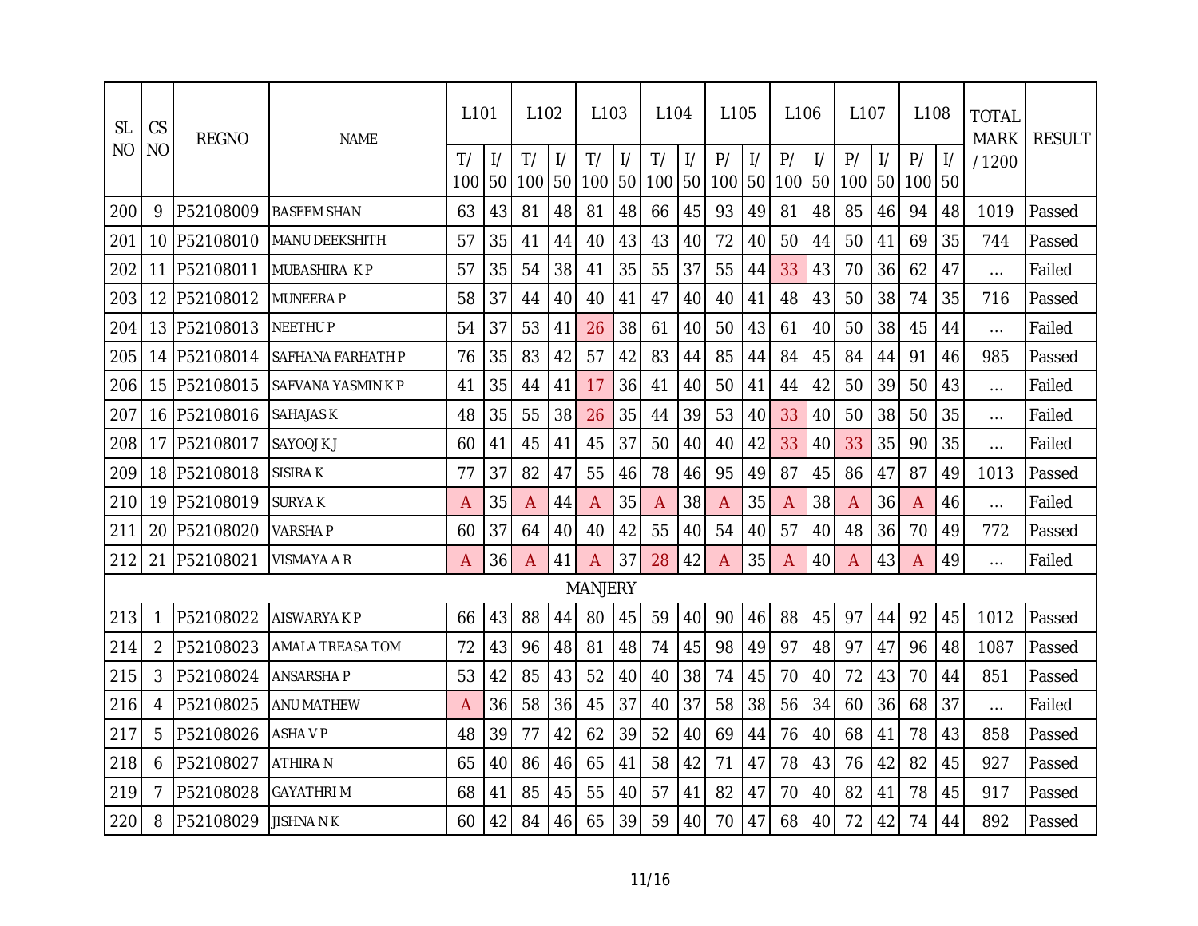| SL NO | CS NO | REGNO | NAME | L101 | | L102 | | L103 | | L104 | | L105 | | L106 | | L107 | | L108 | | TOTAL MARK / 1200 | RESULT |
|---|---|---|---|---|---|---|---|---|---|---|---|---|---|---|---|---|---|---|---|---|---|
| | | | | T/ 100 | I/ 50 | T/ 100 | I/ 50 | T/ 100 | I/ 50 | T/ 100 | I/ 50 | P/ 100 | I/ 50 | P/ 100 | I/ 50 | P/ 100 | I/ 50 | P/ 100 | I/ 50 | | |
| 200 | 9 | P52108009 | BASEEM SHAN | 63 | 43 | 81 | 48 | 81 | 48 | 66 | 45 | 93 | 49 | 81 | 48 | 85 | 46 | 94 | 48 | 1019 | Passed |
| 201 | 10 | P52108010 | MANU DEEKSHITH | 57 | 35 | 41 | 44 | 40 | 43 | 43 | 40 | 72 | 40 | 50 | 44 | 50 | 41 | 69 | 35 | 744 | Passed |
| 202 | 11 | P52108011 | MUBASHIRA K P | 57 | 35 | 54 | 38 | 41 | 35 | 55 | 37 | 55 | 44 | 33 | 43 | 70 | 36 | 62 | 47 | ... | Failed |
| 203 | 12 | P52108012 | MUNEERA P | 58 | 37 | 44 | 40 | 40 | 41 | 47 | 40 | 40 | 41 | 48 | 43 | 50 | 38 | 74 | 35 | 716 | Passed |
| 204 | 13 | P52108013 | NEETHU P | 54 | 37 | 53 | 41 | 26 | 38 | 61 | 40 | 50 | 43 | 61 | 40 | 50 | 38 | 45 | 44 | ... | Failed |
| 205 | 14 | P52108014 | SAFHANA FARHATH P | 76 | 35 | 83 | 42 | 57 | 42 | 83 | 44 | 85 | 44 | 84 | 45 | 84 | 44 | 91 | 46 | 985 | Passed |
| 206 | 15 | P52108015 | SAFVANA YASMIN K P | 41 | 35 | 44 | 41 | 17 | 36 | 41 | 40 | 50 | 41 | 44 | 42 | 50 | 39 | 50 | 43 | ... | Failed |
| 207 | 16 | P52108016 | SAHAJAS K | 48 | 35 | 55 | 38 | 26 | 35 | 44 | 39 | 53 | 40 | 33 | 40 | 50 | 38 | 50 | 35 | ... | Failed |
| 208 | 17 | P52108017 | SAYOOJ K J | 60 | 41 | 45 | 41 | 45 | 37 | 50 | 40 | 40 | 42 | 33 | 40 | 33 | 35 | 90 | 35 | ... | Failed |
| 209 | 18 | P52108018 | SISIRA K | 77 | 37 | 82 | 47 | 55 | 46 | 78 | 46 | 95 | 49 | 87 | 45 | 86 | 47 | 87 | 49 | 1013 | Passed |
| 210 | 19 | P52108019 | SURYA K | A | 35 | A | 44 | A | 35 | A | 38 | A | 35 | A | 38 | A | 36 | A | 46 | ... | Failed |
| 211 | 20 | P52108020 | VARSHA P | 60 | 37 | 64 | 40 | 40 | 42 | 55 | 40 | 54 | 40 | 57 | 40 | 48 | 36 | 70 | 49 | 772 | Passed |
| 212 | 21 | P52108021 | VISMAYA A R | A | 36 | A | 41 | A | 37 | 28 | 42 | A | 35 | A | 40 | A | 43 | A | 49 | ... | Failed |
| MANJERY | | | | | | | | | | | | | | | | | | | | | |
| 213 | 1 | P52108022 | AISWARYA K P | 66 | 43 | 88 | 44 | 80 | 45 | 59 | 40 | 90 | 46 | 88 | 45 | 97 | 44 | 92 | 45 | 1012 | Passed |
| 214 | 2 | P52108023 | AMALA TREASA TOM | 72 | 43 | 96 | 48 | 81 | 48 | 74 | 45 | 98 | 49 | 97 | 48 | 97 | 47 | 96 | 48 | 1087 | Passed |
| 215 | 3 | P52108024 | ANSARSHA P | 53 | 42 | 85 | 43 | 52 | 40 | 40 | 38 | 74 | 45 | 70 | 40 | 72 | 43 | 70 | 44 | 851 | Passed |
| 216 | 4 | P52108025 | ANU MATHEW | A | 36 | 58 | 36 | 45 | 37 | 40 | 37 | 58 | 38 | 56 | 34 | 60 | 36 | 68 | 37 | ... | Failed |
| 217 | 5 | P52108026 | ASHA V P | 48 | 39 | 77 | 42 | 62 | 39 | 52 | 40 | 69 | 44 | 76 | 40 | 68 | 41 | 78 | 43 | 858 | Passed |
| 218 | 6 | P52108027 | ATHIRA N | 65 | 40 | 86 | 46 | 65 | 41 | 58 | 42 | 71 | 47 | 78 | 43 | 76 | 42 | 82 | 45 | 927 | Passed |
| 219 | 7 | P52108028 | GAYATHRI M | 68 | 41 | 85 | 45 | 55 | 40 | 57 | 41 | 82 | 47 | 70 | 40 | 82 | 41 | 78 | 45 | 917 | Passed |
| 220 | 8 | P52108029 | JISHNA N K | 60 | 42 | 84 | 46 | 65 | 39 | 59 | 40 | 70 | 47 | 68 | 40 | 72 | 42 | 74 | 44 | 892 | Passed |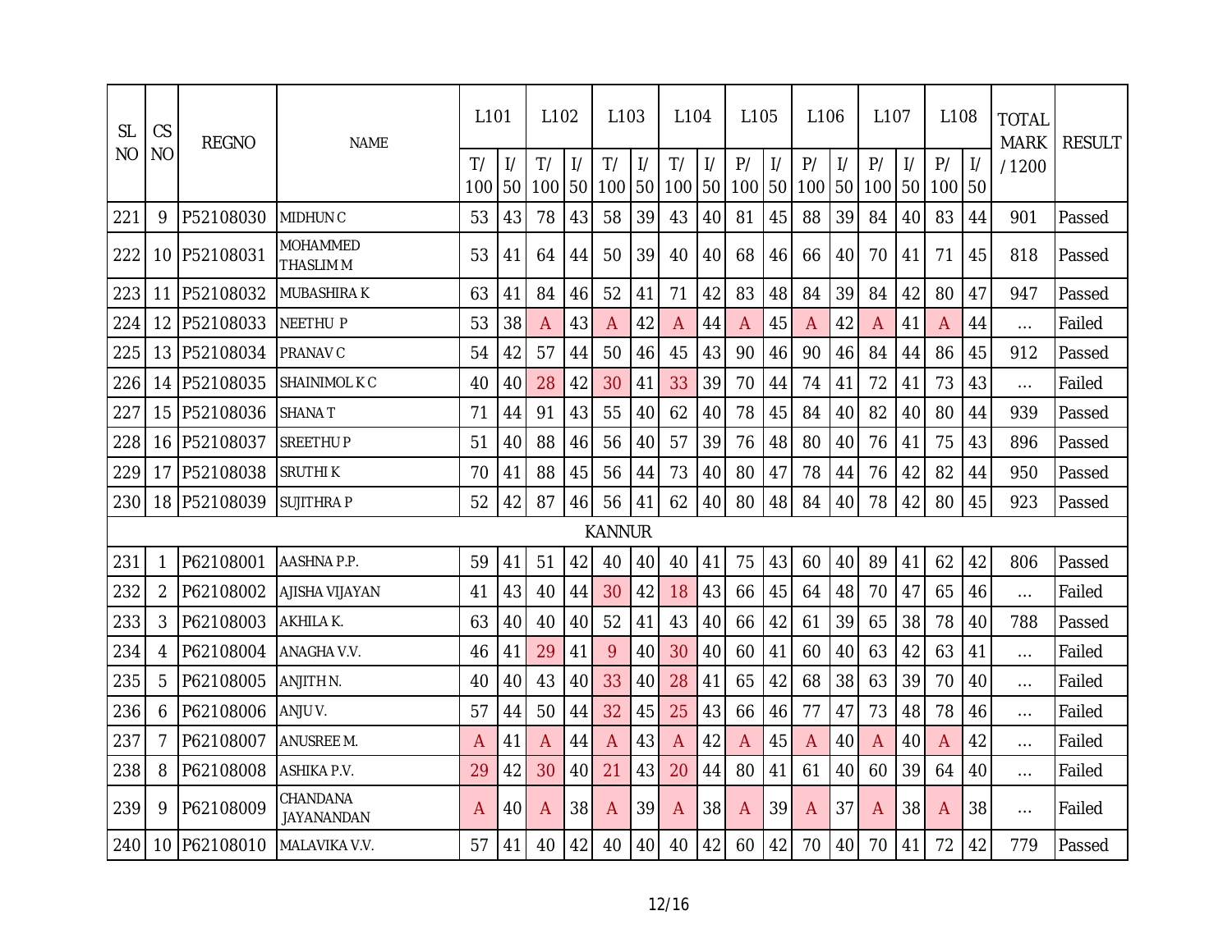| SL NO | CS NO | REGNO | NAME | L101 | | L102 | | L103 | | L104 | | L105 | | L106 | | L107 | | L108 | | TOTAL MARK / 1200 | RESULT |
|---|---|---|---|---|---|---|---|---|---|---|---|---|---|---|---|---|---|---|---|---|---|
| | | | | T/ 100 | I/ 50 | T/ 100 | I/ 50 | T/ 100 | I/ 50 | T/ 100 | I/ 50 | P/ 100 | I/ 50 | P/ 100 | I/ 50 | P/ 100 | I/ 50 | P/ 100 | I/ 50 | | |
| 221 | 9 | P52108030 | MIDHUN C | 53 | 43 | 78 | 43 | 58 | 39 | 43 | 40 | 81 | 45 | 88 | 39 | 84 | 40 | 83 | 44 | 901 | Passed |
| 222 | 10 | P52108031 | MOHAMMED THASLIM M | 53 | 41 | 64 | 44 | 50 | 39 | 40 | 40 | 68 | 46 | 66 | 40 | 70 | 41 | 71 | 45 | 818 | Passed |
| 223 | 11 | P52108032 | MUBASHIRA K | 63 | 41 | 84 | 46 | 52 | 41 | 71 | 42 | 83 | 48 | 84 | 39 | 84 | 42 | 80 | 47 | 947 | Passed |
| 224 | 12 | P52108033 | NEETHU P | 53 | 38 | A | 43 | A | 42 | A | 44 | A | 45 | A | 42 | A | 41 | A | 44 | ... | Failed |
| 225 | 13 | P52108034 | PRANAV C | 54 | 42 | 57 | 44 | 50 | 46 | 45 | 43 | 90 | 46 | 90 | 46 | 84 | 44 | 86 | 45 | 912 | Passed |
| 226 | 14 | P52108035 | SHAINIMOL K C | 40 | 40 | 28 | 42 | 30 | 41 | 33 | 39 | 70 | 44 | 74 | 41 | 72 | 41 | 73 | 43 | ... | Failed |
| 227 | 15 | P52108036 | SHANA T | 71 | 44 | 91 | 43 | 55 | 40 | 62 | 40 | 78 | 45 | 84 | 40 | 82 | 40 | 80 | 44 | 939 | Passed |
| 228 | 16 | P52108037 | SREETHU P | 51 | 40 | 88 | 46 | 56 | 40 | 57 | 39 | 76 | 48 | 80 | 40 | 76 | 41 | 75 | 43 | 896 | Passed |
| 229 | 17 | P52108038 | SRUTHI K | 70 | 41 | 88 | 45 | 56 | 44 | 73 | 40 | 80 | 47 | 78 | 44 | 76 | 42 | 82 | 44 | 950 | Passed |
| 230 | 18 | P52108039 | SUJITHRA P | 52 | 42 | 87 | 46 | 56 | 41 | 62 | 40 | 80 | 48 | 84 | 40 | 78 | 42 | 80 | 45 | 923 | Passed |
| KANNUR | | | | | | | | | | | | | | | | | | | | | |
| 231 | 1 | P62108001 | AASHNA P.P. | 59 | 41 | 51 | 42 | 40 | 40 | 40 | 41 | 75 | 43 | 60 | 40 | 89 | 41 | 62 | 42 | 806 | Passed |
| 232 | 2 | P62108002 | AJISHA VIJAYAN | 41 | 43 | 40 | 44 | 30 | 42 | 18 | 43 | 66 | 45 | 64 | 48 | 70 | 47 | 65 | 46 | ... | Failed |
| 233 | 3 | P62108003 | AKHILA K. | 63 | 40 | 40 | 40 | 52 | 41 | 43 | 40 | 66 | 42 | 61 | 39 | 65 | 38 | 78 | 40 | 788 | Passed |
| 234 | 4 | P62108004 | ANAGHA V.V. | 46 | 41 | 29 | 41 | 9 | 40 | 30 | 40 | 60 | 41 | 60 | 40 | 63 | 42 | 63 | 41 | ... | Failed |
| 235 | 5 | P62108005 | ANJITH N. | 40 | 40 | 43 | 40 | 33 | 40 | 28 | 41 | 65 | 42 | 68 | 38 | 63 | 39 | 70 | 40 | ... | Failed |
| 236 | 6 | P62108006 | ANJU V. | 57 | 44 | 50 | 44 | 32 | 45 | 25 | 43 | 66 | 46 | 77 | 47 | 73 | 48 | 78 | 46 | ... | Failed |
| 237 | 7 | P62108007 | ANUSREE M. | A | 41 | A | 44 | A | 43 | A | 42 | A | 45 | A | 40 | A | 40 | A | 42 | ... | Failed |
| 238 | 8 | P62108008 | ASHIKA P.V. | 29 | 42 | 30 | 40 | 21 | 43 | 20 | 44 | 80 | 41 | 61 | 40 | 60 | 39 | 64 | 40 | ... | Failed |
| 239 | 9 | P62108009 | CHANDANA JAYANANDAN | A | 40 | A | 38 | A | 39 | A | 38 | A | 39 | A | 37 | A | 38 | A | 38 | ... | Failed |
| 240 | 10 | P62108010 | MALAVIKA V.V. | 57 | 41 | 40 | 42 | 40 | 40 | 40 | 42 | 60 | 42 | 70 | 40 | 70 | 41 | 72 | 42 | 779 | Passed |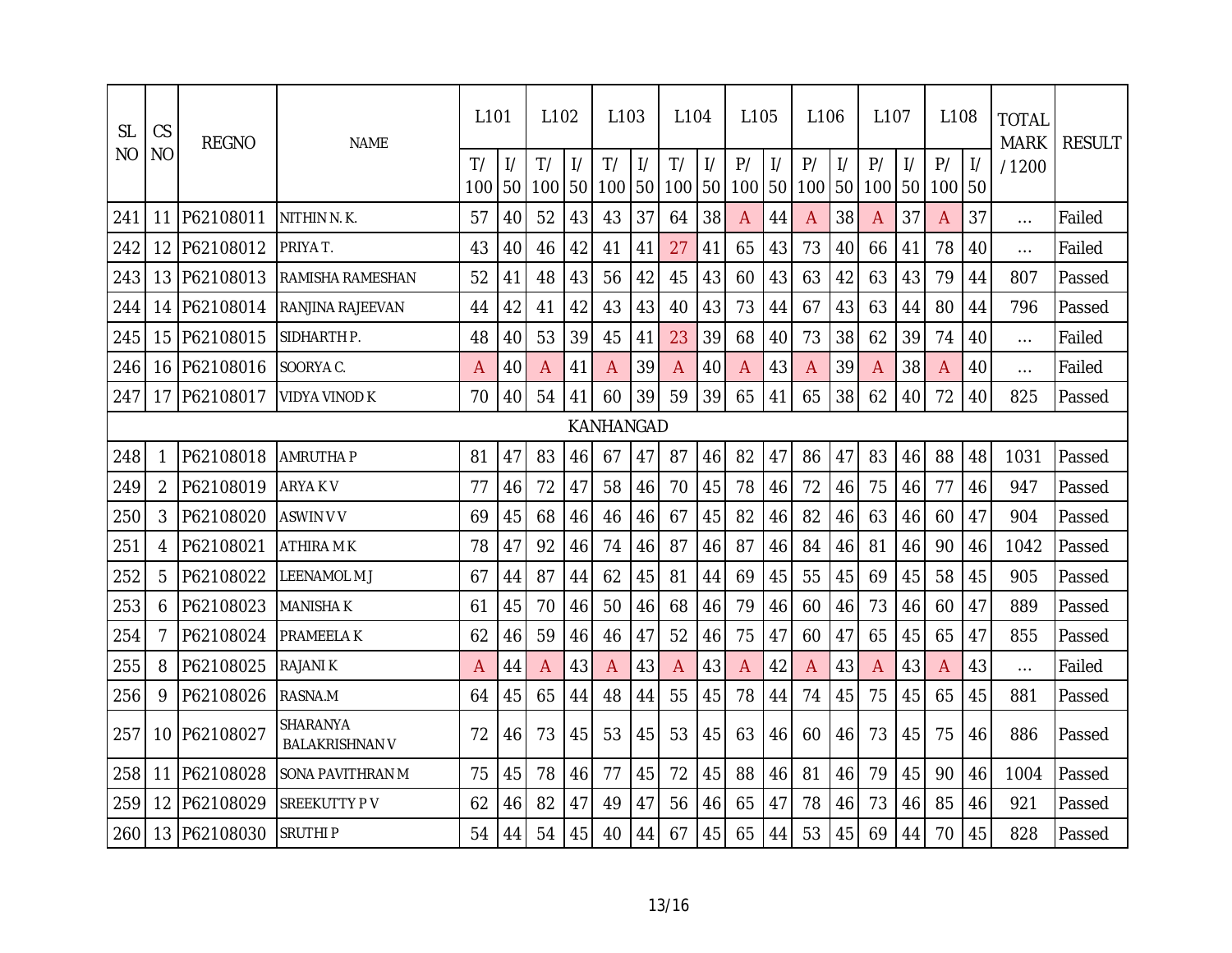| SL NO | CS NO | REGNO | NAME | L101 | | L102 | | L103 | | L104 | | L105 | | L106 | | L107 | | L108 | | TOTAL MARK / 1200 | RESULT |
|---|---|---|---|---|---|---|---|---|---|---|---|---|---|---|---|---|---|---|---|---|---|
| | | | | T/ 100 | I/ 50 | T/ 100 | I/ 50 | T/ 100 | I/ 50 | T/ 100 | I/ 50 | P/ 100 | I/ 50 | P/ 100 | I/ 50 | P/ 100 | I/ 50 | P/ 100 | I/ 50 | | |
| 241 | 11 | P62108011 | NITHIN N. K. | 57 | 40 | 52 | 43 | 43 | 37 | 64 | 38 | A | 44 | A | 38 | A | 37 | A | 37 | ... | Failed |
| 242 | 12 | P62108012 | PRIYA T. | 43 | 40 | 46 | 42 | 41 | 41 | 27 | 41 | 65 | 43 | 73 | 40 | 66 | 41 | 78 | 40 | ... | Failed |
| 243 | 13 | P62108013 | RAMISHA RAMESHAN | 52 | 41 | 48 | 43 | 56 | 42 | 45 | 43 | 60 | 43 | 63 | 42 | 63 | 43 | 79 | 44 | 807 | Passed |
| 244 | 14 | P62108014 | RANJINA RAJEEVAN | 44 | 42 | 41 | 42 | 43 | 43 | 40 | 43 | 73 | 44 | 67 | 43 | 63 | 44 | 80 | 44 | 796 | Passed |
| 245 | 15 | P62108015 | SIDHARTH P. | 48 | 40 | 53 | 39 | 45 | 41 | 23 | 39 | 68 | 40 | 73 | 38 | 62 | 39 | 74 | 40 | ... | Failed |
| 246 | 16 | P62108016 | SOORYA C. | A | 40 | A | 41 | A | 39 | A | 40 | A | 43 | A | 39 | A | 38 | A | 40 | ... | Failed |
| 247 | 17 | P62108017 | VIDYA VINOD K | 70 | 40 | 54 | 41 | 60 | 39 | 59 | 39 | 65 | 41 | 65 | 38 | 62 | 40 | 72 | 40 | 825 | Passed |
| KANHANGAD | | | | | | | | | | | | | | | | | | | | | |
| 248 | 1 | P62108018 | AMRUTHA P | 81 | 47 | 83 | 46 | 67 | 47 | 87 | 46 | 82 | 47 | 86 | 47 | 83 | 46 | 88 | 48 | 1031 | Passed |
| 249 | 2 | P62108019 | ARYA K V | 77 | 46 | 72 | 47 | 58 | 46 | 70 | 45 | 78 | 46 | 72 | 46 | 75 | 46 | 77 | 46 | 947 | Passed |
| 250 | 3 | P62108020 | ASWIN V V | 69 | 45 | 68 | 46 | 46 | 46 | 67 | 45 | 82 | 46 | 82 | 46 | 63 | 46 | 60 | 47 | 904 | Passed |
| 251 | 4 | P62108021 | ATHIRA M K | 78 | 47 | 92 | 46 | 74 | 46 | 87 | 46 | 87 | 46 | 84 | 46 | 81 | 46 | 90 | 46 | 1042 | Passed |
| 252 | 5 | P62108022 | LEENAMOL M J | 67 | 44 | 87 | 44 | 62 | 45 | 81 | 44 | 69 | 45 | 55 | 45 | 69 | 45 | 58 | 45 | 905 | Passed |
| 253 | 6 | P62108023 | MANISHA K | 61 | 45 | 70 | 46 | 50 | 46 | 68 | 46 | 79 | 46 | 60 | 46 | 73 | 46 | 60 | 47 | 889 | Passed |
| 254 | 7 | P62108024 | PRAMEELA K | 62 | 46 | 59 | 46 | 46 | 47 | 52 | 46 | 75 | 47 | 60 | 47 | 65 | 45 | 65 | 47 | 855 | Passed |
| 255 | 8 | P62108025 | RAJANI K | A | 44 | A | 43 | A | 43 | A | 43 | A | 42 | A | 43 | A | 43 | A | 43 | ... | Failed |
| 256 | 9 | P62108026 | RASNA.M | 64 | 45 | 65 | 44 | 48 | 44 | 55 | 45 | 78 | 44 | 74 | 45 | 75 | 45 | 65 | 45 | 881 | Passed |
| 257 | 10 | P62108027 | SHARANYA BALAKRISHNAN V | 72 | 46 | 73 | 45 | 53 | 45 | 53 | 45 | 63 | 46 | 60 | 46 | 73 | 45 | 75 | 46 | 886 | Passed |
| 258 | 11 | P62108028 | SONA PAVITHRAN M | 75 | 45 | 78 | 46 | 77 | 45 | 72 | 45 | 88 | 46 | 81 | 46 | 79 | 45 | 90 | 46 | 1004 | Passed |
| 259 | 12 | P62108029 | SREEKUTTY P V | 62 | 46 | 82 | 47 | 49 | 47 | 56 | 46 | 65 | 47 | 78 | 46 | 73 | 46 | 85 | 46 | 921 | Passed |
| 260 | 13 | P62108030 | SRUTHI P | 54 | 44 | 54 | 45 | 40 | 44 | 67 | 45 | 65 | 44 | 53 | 45 | 69 | 44 | 70 | 45 | 828 | Passed |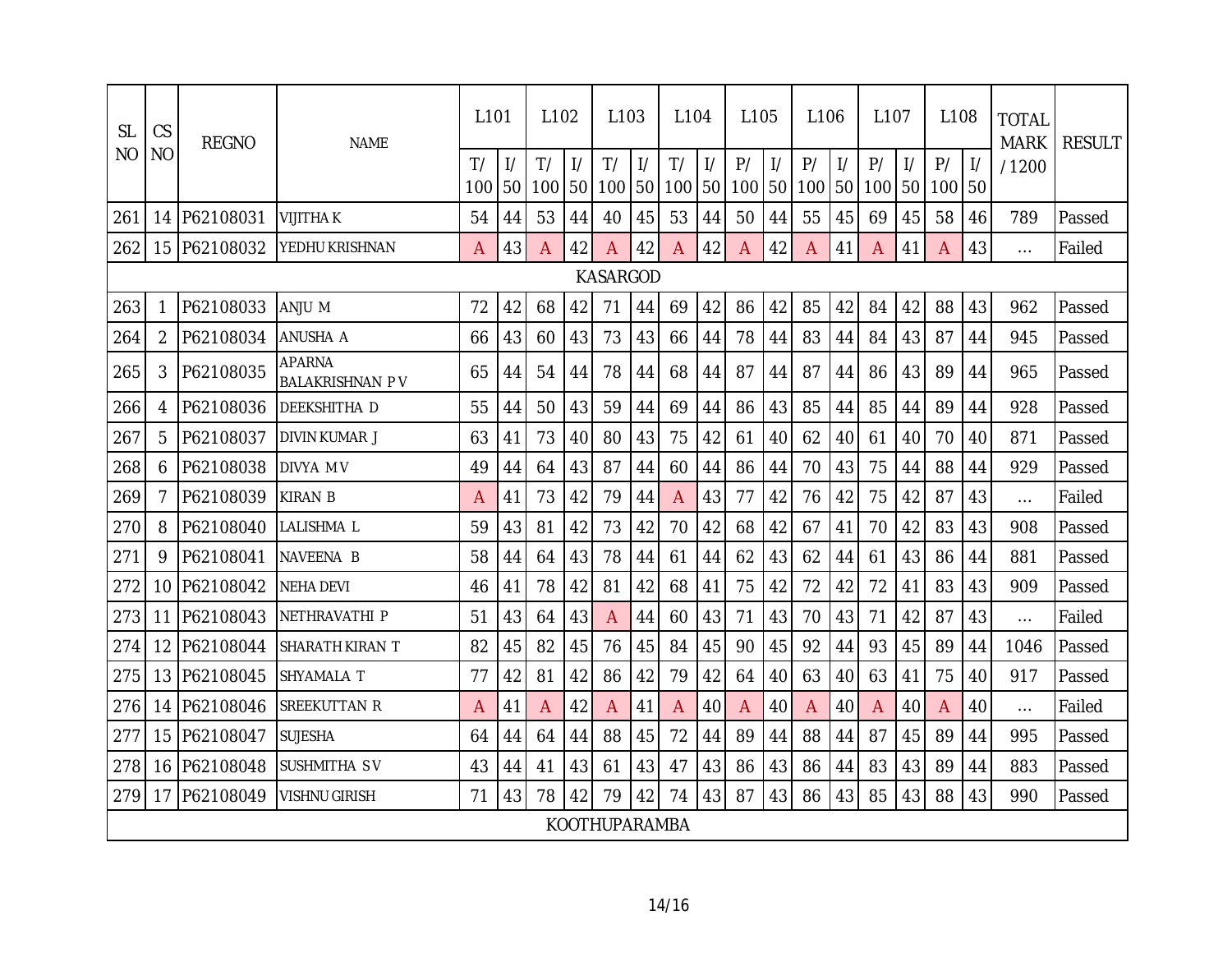| SL NO | CS NO | REGNO | NAME | L101 | | L102 | | L103 | | L104 | | L105 | | L106 | | L107 | | L108 | | TOTAL MARK / 1200 | RESULT |
|---|---|---|---|---|---|---|---|---|---|---|---|---|---|---|---|---|---|---|---|---|---|
| | | | | T/ 100 | I/ 50 | T/ 100 | I/ 50 | T/ 100 | I/ 50 | T/ 100 | I/ 50 | P/ 100 | I/ 50 | P/ 100 | I/ 50 | P/ 100 | I/ 50 | P/ 100 | I/ 50 | | |
| 261 | 14 | P62108031 | VIJITHA K | 54 | 44 | 53 | 44 | 40 | 45 | 53 | 44 | 50 | 44 | 55 | 45 | 69 | 45 | 58 | 46 | 789 | Passed |
| 262 | 15 | P62108032 | YEDHU KRISHNAN | A | 43 | A | 42 | A | 42 | A | 42 | A | 42 | A | 41 | A | 41 | A | 43 | ... | Failed |
| KASARGOD | | | | | | | | | | | | | | | | | | | | | |
| 263 | 1 | P62108033 | ANJU M | 72 | 42 | 68 | 42 | 71 | 44 | 69 | 42 | 86 | 42 | 85 | 42 | 84 | 42 | 88 | 43 | 962 | Passed |
| 264 | 2 | P62108034 | ANUSHA A | 66 | 43 | 60 | 43 | 73 | 43 | 66 | 44 | 78 | 44 | 83 | 44 | 84 | 43 | 87 | 44 | 945 | Passed |
| 265 | 3 | P62108035 | APARNA BALAKRISHNAN P V | 65 | 44 | 54 | 44 | 78 | 44 | 68 | 44 | 87 | 44 | 87 | 44 | 86 | 43 | 89 | 44 | 965 | Passed |
| 266 | 4 | P62108036 | DEEKSHITHA D | 55 | 44 | 50 | 43 | 59 | 44 | 69 | 44 | 86 | 43 | 85 | 44 | 85 | 44 | 89 | 44 | 928 | Passed |
| 267 | 5 | P62108037 | DIVIN KUMAR J | 63 | 41 | 73 | 40 | 80 | 43 | 75 | 42 | 61 | 40 | 62 | 40 | 61 | 40 | 70 | 40 | 871 | Passed |
| 268 | 6 | P62108038 | DIVYA M V | 49 | 44 | 64 | 43 | 87 | 44 | 60 | 44 | 86 | 44 | 70 | 43 | 75 | 44 | 88 | 44 | 929 | Passed |
| 269 | 7 | P62108039 | KIRAN B | A | 41 | 73 | 42 | 79 | 44 | A | 43 | 77 | 42 | 76 | 42 | 75 | 42 | 87 | 43 | ... | Failed |
| 270 | 8 | P62108040 | LALISHMA L | 59 | 43 | 81 | 42 | 73 | 42 | 70 | 42 | 68 | 42 | 67 | 41 | 70 | 42 | 83 | 43 | 908 | Passed |
| 271 | 9 | P62108041 | NAVEENA B | 58 | 44 | 64 | 43 | 78 | 44 | 61 | 44 | 62 | 43 | 62 | 44 | 61 | 43 | 86 | 44 | 881 | Passed |
| 272 | 10 | P62108042 | NEHA DEVI | 46 | 41 | 78 | 42 | 81 | 42 | 68 | 41 | 75 | 42 | 72 | 42 | 72 | 41 | 83 | 43 | 909 | Passed |
| 273 | 11 | P62108043 | NETHRAVATHI P | 51 | 43 | 64 | 43 | A | 44 | 60 | 43 | 71 | 43 | 70 | 43 | 71 | 42 | 87 | 43 | ... | Failed |
| 274 | 12 | P62108044 | SHARATH KIRAN T | 82 | 45 | 82 | 45 | 76 | 45 | 84 | 45 | 90 | 45 | 92 | 44 | 93 | 45 | 89 | 44 | 1046 | Passed |
| 275 | 13 | P62108045 | SHYAMALA T | 77 | 42 | 81 | 42 | 86 | 42 | 79 | 42 | 64 | 40 | 63 | 40 | 63 | 41 | 75 | 40 | 917 | Passed |
| 276 | 14 | P62108046 | SREEKUTTAN R | A | 41 | A | 42 | A | 41 | A | 40 | A | 40 | A | 40 | A | 40 | A | 40 | ... | Failed |
| 277 | 15 | P62108047 | SUJESHA | 64 | 44 | 64 | 44 | 88 | 45 | 72 | 44 | 89 | 44 | 88 | 44 | 87 | 45 | 89 | 44 | 995 | Passed |
| 278 | 16 | P62108048 | SUSHMITHA S V | 43 | 44 | 41 | 43 | 61 | 43 | 47 | 43 | 86 | 43 | 86 | 44 | 83 | 43 | 89 | 44 | 883 | Passed |
| 279 | 17 | P62108049 | VISHNU GIRISH | 71 | 43 | 78 | 42 | 79 | 42 | 74 | 43 | 87 | 43 | 86 | 43 | 85 | 43 | 88 | 43 | 990 | Passed |
| KOOTHUPARAMBA | | | | | | | | | | | | | | | | | | | | | |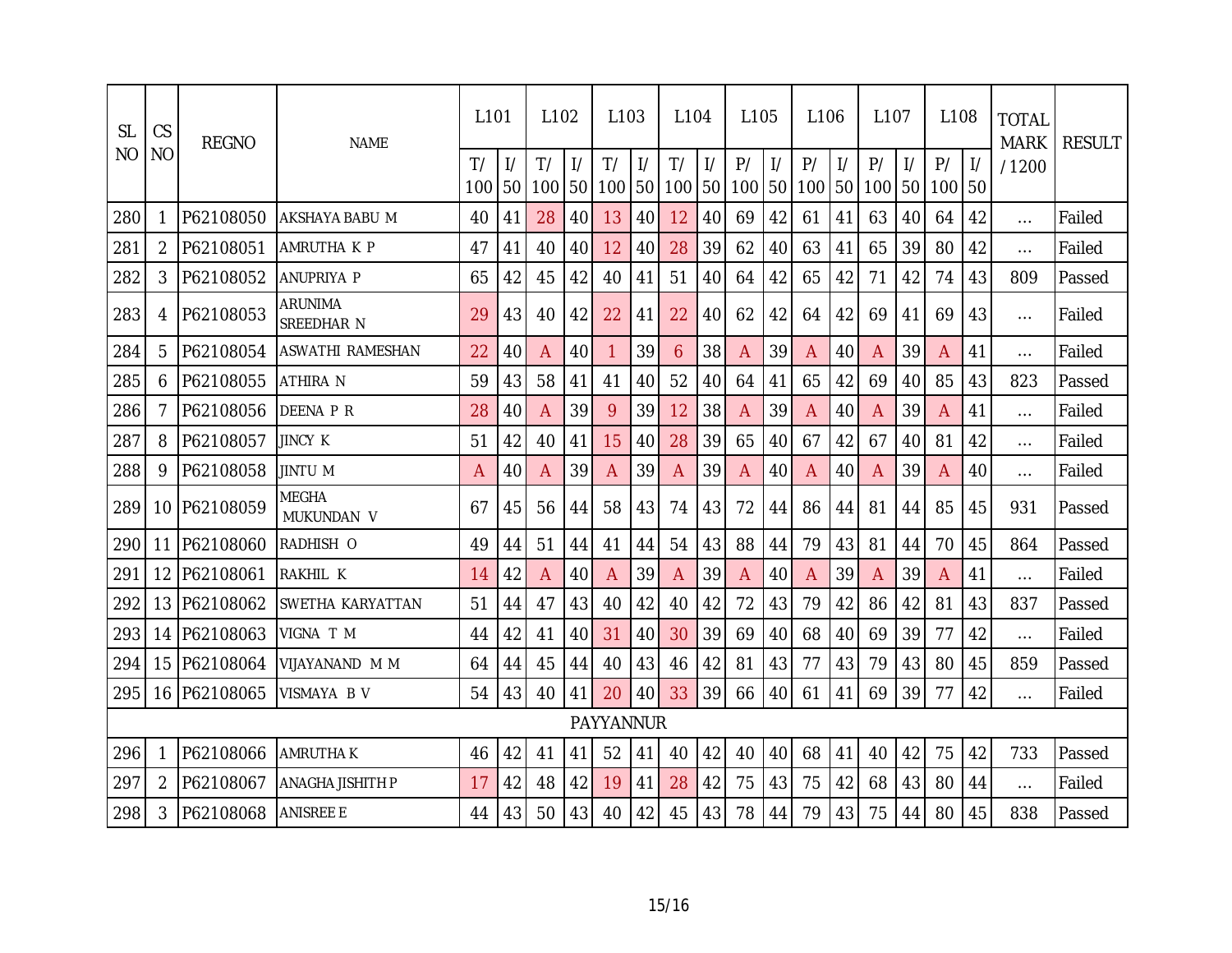| SL NO | CS NO | REGNO | NAME | L101 | | L102 | | L103 | | L104 | | L105 | | L106 | | L107 | | L108 | | TOTAL MARK / 1200 | RESULT |
|---|---|---|---|---|---|---|---|---|---|---|---|---|---|---|---|---|---|---|---|---|---|
| | | | | T/ 100 | I/ 50 | T/ 100 | I/ 50 | T/ 100 | I/ 50 | T/ 100 | I/ 50 | P/ 100 | I/ 50 | P/ 100 | I/ 50 | P/ 100 | I/ 50 | P/ 100 | I/ 50 | | |
| 280 | 1 | P62108050 | AKSHAYA BABU M | 40 | 41 | 28 | 40 | 13 | 40 | 12 | 40 | 69 | 42 | 61 | 41 | 63 | 40 | 64 | 42 | ... | Failed |
| 281 | 2 | P62108051 | AMRUTHA K P | 47 | 41 | 40 | 40 | 12 | 40 | 28 | 39 | 62 | 40 | 63 | 41 | 65 | 39 | 80 | 42 | ... | Failed |
| 282 | 3 | P62108052 | ANUPRIYA P | 65 | 42 | 45 | 42 | 40 | 41 | 51 | 40 | 64 | 42 | 65 | 42 | 71 | 42 | 74 | 43 | 809 | Passed |
| 283 | 4 | P62108053 | ARUNIMA SREEDHAR N | 29 | 43 | 40 | 42 | 22 | 41 | 22 | 40 | 62 | 42 | 64 | 42 | 69 | 41 | 69 | 43 | ... | Failed |
| 284 | 5 | P62108054 | ASWATHI RAMESHAN | 22 | 40 | A | 40 | 1 | 39 | 6 | 38 | A | 39 | A | 40 | A | 39 | A | 41 | ... | Failed |
| 285 | 6 | P62108055 | ATHIRA N | 59 | 43 | 58 | 41 | 41 | 40 | 52 | 40 | 64 | 41 | 65 | 42 | 69 | 40 | 85 | 43 | 823 | Passed |
| 286 | 7 | P62108056 | DEENA P R | 28 | 40 | A | 39 | 9 | 39 | 12 | 38 | A | 39 | A | 40 | A | 39 | A | 41 | ... | Failed |
| 287 | 8 | P62108057 | JINCY K | 51 | 42 | 40 | 41 | 15 | 40 | 28 | 39 | 65 | 40 | 67 | 42 | 67 | 40 | 81 | 42 | ... | Failed |
| 288 | 9 | P62108058 | JINTU M | A | 40 | A | 39 | A | 39 | A | 39 | A | 40 | A | 40 | A | 39 | A | 40 | ... | Failed |
| 289 | 10 | P62108059 | MEGHA MUKUNDAN V | 67 | 45 | 56 | 44 | 58 | 43 | 74 | 43 | 72 | 44 | 86 | 44 | 81 | 44 | 85 | 45 | 931 | Passed |
| 290 | 11 | P62108060 | RADHISH O | 49 | 44 | 51 | 44 | 41 | 44 | 54 | 43 | 88 | 44 | 79 | 43 | 81 | 44 | 70 | 45 | 864 | Passed |
| 291 | 12 | P62108061 | RAKHIL K | 14 | 42 | A | 40 | A | 39 | A | 39 | A | 40 | A | 39 | A | 39 | A | 41 | ... | Failed |
| 292 | 13 | P62108062 | SWETHA KARYATTAN | 51 | 44 | 47 | 43 | 40 | 42 | 40 | 42 | 72 | 43 | 79 | 42 | 86 | 42 | 81 | 43 | 837 | Passed |
| 293 | 14 | P62108063 | VIGNA T M | 44 | 42 | 41 | 40 | 31 | 40 | 30 | 39 | 69 | 40 | 68 | 40 | 69 | 39 | 77 | 42 | ... | Failed |
| 294 | 15 | P62108064 | VIJAYANAND M M | 64 | 44 | 45 | 44 | 40 | 43 | 46 | 42 | 81 | 43 | 77 | 43 | 79 | 43 | 80 | 45 | 859 | Passed |
| 295 | 16 | P62108065 | VISMAYA B V | 54 | 43 | 40 | 41 | 20 | 40 | 33 | 39 | 66 | 40 | 61 | 41 | 69 | 39 | 77 | 42 | ... | Failed |
| PAYYANNUR | | | | | | | | | | | | | | | | | | | | | |
| 296 | 1 | P62108066 | AMRUTHA K | 46 | 42 | 41 | 41 | 52 | 41 | 40 | 42 | 40 | 40 | 68 | 41 | 40 | 42 | 75 | 42 | 733 | Passed |
| 297 | 2 | P62108067 | ANAGHA JISHITH P | 17 | 42 | 48 | 42 | 19 | 41 | 28 | 42 | 75 | 43 | 75 | 42 | 68 | 43 | 80 | 44 | ... | Failed |
| 298 | 3 | P62108068 | ANISREE E | 44 | 43 | 50 | 43 | 40 | 42 | 45 | 43 | 78 | 44 | 79 | 43 | 75 | 44 | 80 | 45 | 838 | Passed |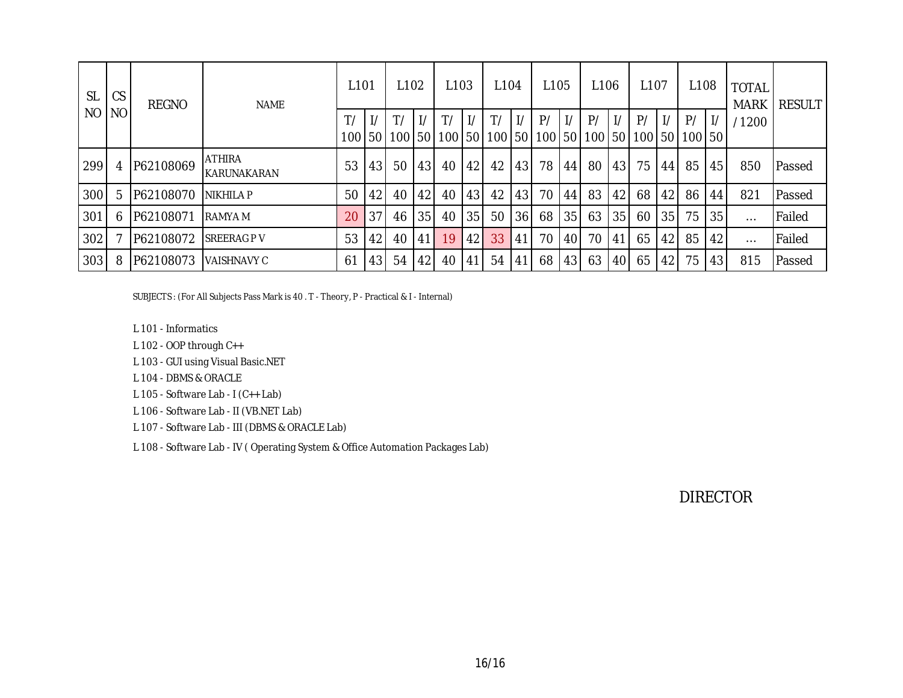| SL NO | CS NO | REGNO | NAME | L101 | | L102 | | L103 | | L104 | | L105 | | L106 | | L107 | | L108 | | TOTAL MARK / 1200 | RESULT |
|---|---|---|---|---|---|---|---|---|---|---|---|---|---|---|---|---|---|---|---|---|---|
| | | | | T/ 100 | I/ 50 | T/ 100 | I/ 50 | T/ 100 | I/ 50 | T/ 100 | I/ 50 | P/ 100 | I/ 50 | P/ 100 | I/ 50 | P/ 100 | I/ 50 | P/ 100 | I/ 50 | | |
| 299 | 4 | P62108069 | ATHIRA KARUNAKARAN | 53 | 43 | 50 | 43 | 40 | 42 | 42 | 43 | 78 | 44 | 80 | 43 | 75 | 44 | 85 | 45 | 850 | Passed |
| 300 | 5 | P62108070 | NIKHILA P | 50 | 42 | 40 | 42 | 40 | 43 | 42 | 43 | 70 | 44 | 83 | 42 | 68 | 42 | 86 | 44 | 821 | Passed |
| 301 | 6 | P62108071 | RAMYA M | 20 | 37 | 46 | 35 | 40 | 35 | 50 | 36 | 68 | 35 | 63 | 35 | 60 | 35 | 75 | 35 | ... | Failed |
| 302 | 7 | P62108072 | SREERAG P V | 53 | 42 | 40 | 41 | 19 | 42 | 33 | 41 | 70 | 40 | 70 | 41 | 65 | 42 | 85 | 42 | ... | Failed |
| 303 | 8 | P62108073 | VAISHNAVY C | 61 | 43 | 54 | 42 | 40 | 41 | 54 | 41 | 68 | 43 | 63 | 40 | 65 | 42 | 75 | 43 | 815 | Passed |

SUBJECTS : (For All Subjects Pass Mark is 40 . T - Theory, P - Practical & I - Internal)

L 101 - Informatics

L 102 - OOP through C++

L 103 - GUI using Visual Basic.NET

L 104 - DBMS & ORACLE

L 105 - Software Lab - I (C++ Lab)

L 106 - Software Lab - II (VB.NET Lab)

L 107 - Software Lab - III (DBMS & ORACLE Lab)

L 108 - Software Lab - IV ( Operating System & Office Automation Packages Lab)

DIRECTOR